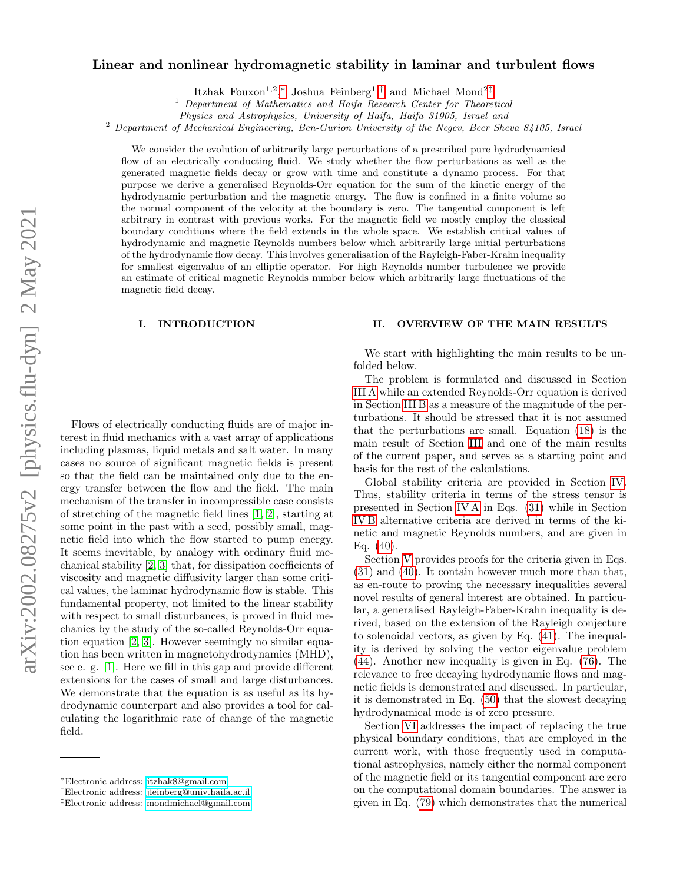# Linear and nonlinear hydromagnetic stability in laminar and turbulent flows

Itzhak Fouxon[1,2,*] Joshua Feinberg[1,†] and Michael Mond[2,‡]

[1] *Department of Mathematics and Haifa Research Center for Theoretical Physics and Astrophysics, University of Haifa, Haifa 31905, Israel and*

[2] *Department of Mechanical Engineering, Ben-Gurion University of the Negev, Beer Sheva 84105, Israel*

We consider the evolution of arbitrarily large perturbations of a prescribed pure hydrodynamical flow of an electrically conducting fluid. We study whether the flow perturbations as well as the generated magnetic fields decay or grow with time and constitute a dynamo process. For that purpose we derive a generalised Reynolds-Orr equation for the sum of the kinetic energy of the hydrodynamic perturbation and the magnetic energy. The flow is confined in a finite volume so the normal component of the velocity at the boundary is zero. The tangential component is left arbitrary in contrast with previous works. For the magnetic field we mostly employ the classical boundary conditions where the field extends in the whole space. We establish critical values of hydrodynamic and magnetic Reynolds numbers below which arbitrarily large initial perturbations of the hydrodynamic flow decay. This involves generalisation of the Rayleigh-Faber-Krahn inequality for smallest eigenvalue of an elliptic operator. For high Reynolds number turbulence we provide an estimate of critical magnetic Reynolds number below which arbitrarily large fluctuations of the magnetic field decay.

## I. INTRODUCTION

Flows of electrically conducting fluids are of major interest in fluid mechanics with a vast array of applications including plasmas, liquid metals and salt water. In many cases no source of significant magnetic fields is present so that the field can be maintained only due to the energy transfer between the flow and the field. The main mechanism of the transfer in incompressible case consists of stretching of the magnetic field lines [1, 2], starting at some point in the past with a seed, possibly small, magnetic field into which the flow started to pump energy. It seems inevitable, by analogy with ordinary fluid mechanical stability [2, 3] that, for dissipation coefficients of viscosity and magnetic diffusivity larger than some critical values, the laminar hydrodynamic flow is stable. This fundamental property, not limited to the linear stability with respect to small disturbances, is proved in fluid mechanics by the study of the so-called Reynolds-Orr equation equation [2, 3]. However seemingly no similar equation has been written in magnetohydrodynamics (MHD), see e. g. [1]. Here we fill in this gap and provide different extensions for the cases of small and large disturbances. We demonstrate that the equation is as useful as its hydrodynamic counterpart and also provides a tool for calculating the logarithmic rate of change of the magnetic field.

## II. OVERVIEW OF THE MAIN RESULTS

We start with highlighting the main results to be unfolded below.

The problem is formulated and discussed in Section III A while an extended Reynolds-Orr equation is derived in Section III B as a measure of the magnitude of the perturbations. It should be stressed that it is not assumed that the perturbations are small. Equation (18) is the main result of Section III and one of the main results of the current paper, and serves as a starting point and basis for the rest of the calculations.

Global stability criteria are provided in Section IV. Thus, stability criteria in terms of the stress tensor is presented in Section IV A in Eqs. (31) while in Section IV B alternative criteria are derived in terms of the kinetic and magnetic Reynolds numbers, and are given in Eq. (40).

Section V provides proofs for the criteria given in Eqs. (31) and (40). It contain however much more than that, as en-route to proving the necessary inequalities several novel results of general interest are obtained. In particular, a generalised Rayleigh-Faber-Krahn inequality is derived, based on the extension of the Rayleigh conjecture to solenoidal vectors, as given by Eq. (41). The inequality is derived by solving the vector eigenvalue problem (44). Another new inequality is given in Eq. (76). The relevance to free decaying hydrodynamic flows and magnetic fields is demonstrated and discussed. In particular, it is demonstrated in Eq. (50) that the slowest decaying hydrodynamical mode is of zero pressure.

Section VI addresses the impact of replacing the true physical boundary conditions, that are employed in the current work, with those frequently used in computational astrophysics, namely either the normal component of the magnetic field or its tangential component are zero on the computational domain boundaries. The answer ia given in Eq. (79) which demonstrates that the numerical

---

*Electronic address: itzhak8@gmail.com
†Electronic address: jfeinberg@univ.haifa.ac.il
‡Electronic address: mondmichael@gmail.com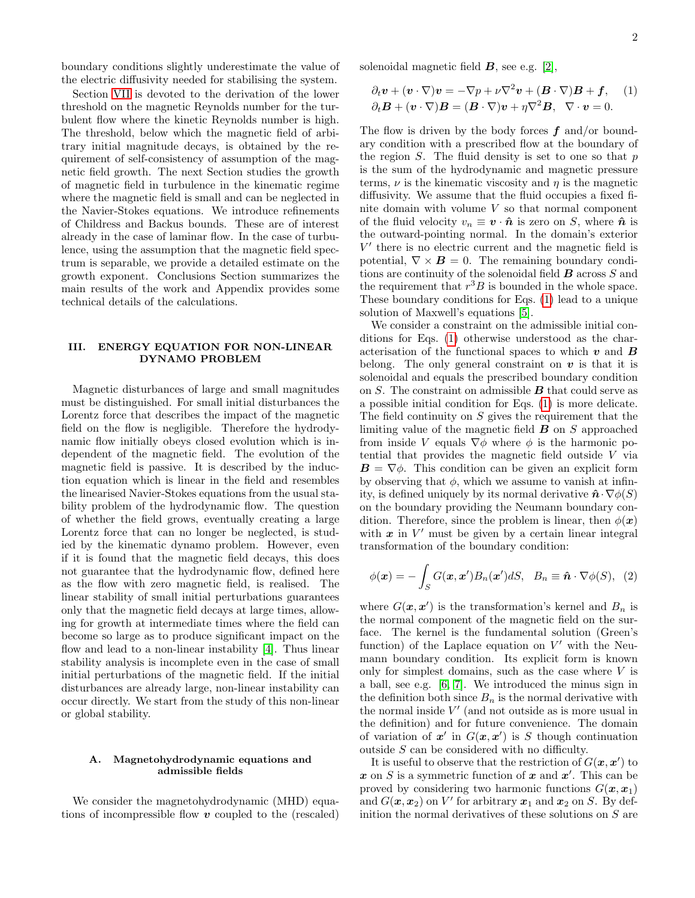boundary conditions slightly underestimate the value of the electric diffusivity needed for stabilising the system.

Section VII is devoted to the derivation of the lower threshold on the magnetic Reynolds number for the turbulent flow where the kinetic Reynolds number is high. The threshold, below which the magnetic field of arbitrary initial magnitude decays, is obtained by the requirement of self-consistency of assumption of the magnetic field growth. The next Section studies the growth of magnetic field in turbulence in the kinematic regime where the magnetic field is small and can be neglected in the Navier-Stokes equations. We introduce refinements of Childress and Backus bounds. These are of interest already in the case of laminar flow. In the case of turbulence, using the assumption that the magnetic field spectrum is separable, we provide a detailed estimate on the growth exponent. Conclusions Section summarizes the main results of the work and Appendix provides some technical details of the calculations.

## III. ENERGY EQUATION FOR NON-LINEAR DYNAMO PROBLEM

Magnetic disturbances of large and small magnitudes must be distinguished. For small initial disturbances the Lorentz force that describes the impact of the magnetic field on the flow is negligible. Therefore the hydrodynamic flow initially obeys closed evolution which is independent of the magnetic field. The evolution of the magnetic field is passive. It is described by the induction equation which is linear in the field and resembles the linearised Navier-Stokes equations from the usual stability problem of the hydrodynamic flow. The question of whether the field grows, eventually creating a large Lorentz force that can no longer be neglected, is studied by the kinematic dynamo problem. However, even if it is found that the magnetic field decays, this does not guarantee that the hydrodynamic flow, defined here as the flow with zero magnetic field, is realised. The linear stability of small initial perturbations guarantees only that the magnetic field decays at large times, allowing for growth at intermediate times where the field can become so large as to produce significant impact on the flow and lead to a non-linear instability [4]. Thus linear stability analysis is incomplete even in the case of small initial perturbations of the magnetic field. If the initial disturbances are already large, non-linear instability can occur directly. We start from the study of this non-linear or global stability.

### A. Magnetohydrodynamic equations and admissible fields

We consider the magnetohydrodynamic (MHD) equations of incompressible flow $\boldsymbol{v}$ coupled to the (rescaled) solenoidal magnetic field $\boldsymbol{B}$, see e.g. [2],

$$
\begin{aligned}
&\partial_t \boldsymbol{v} + (\boldsymbol{v}\cdot\nabla)\boldsymbol{v} = -\nabla p + \nu\nabla^2\boldsymbol{v} + (\boldsymbol{B}\cdot\nabla)\boldsymbol{B} + \boldsymbol{f}, \\
&\partial_t \boldsymbol{B} + (\boldsymbol{v}\cdot\nabla)\boldsymbol{B} = (\boldsymbol{B}\cdot\nabla)\boldsymbol{v} + \eta\nabla^2\boldsymbol{B}, \quad \nabla\cdot\boldsymbol{v} = 0.
\end{aligned}
\tag{1}
$$

The flow is driven by the body forces $\boldsymbol{f}$ and/or boundary condition with a prescribed flow at the boundary of the region $S$. The fluid density is set to one so that $p$ is the sum of the hydrodynamic and magnetic pressure terms, $\nu$ is the kinematic viscosity and $\eta$ is the magnetic diffusivity. We assume that the fluid occupies a fixed finite domain with volume $V$ so that normal component of the fluid velocity $v_n \equiv \boldsymbol{v}\cdot\hat{\boldsymbol{n}}$ is zero on $S$, where $\hat{\boldsymbol{n}}$ is the outward-pointing normal. In the domain's exterior $V'$ there is no electric current and the magnetic field is potential, $\nabla\times\boldsymbol{B} = 0$. The remaining boundary conditions are continuity of the solenoidal field $\boldsymbol{B}$ across $S$ and the requirement that $r^3 B$ is bounded in the whole space. These boundary conditions for Eqs. (1) lead to a unique solution of Maxwell's equations [5].

We consider a constraint on the admissible initial conditions for Eqs. (1) otherwise understood as the characterisation of the functional spaces to which $\boldsymbol{v}$ and $\boldsymbol{B}$ belong. The only general constraint on $\boldsymbol{v}$ is that it is solenoidal and equals the prescribed boundary condition on $S$. The constraint on admissible $\boldsymbol{B}$ that could serve as a possible initial condition for Eqs. (1) is more delicate. The field continuity on $S$ gives the requirement that the limiting value of the magnetic field $\boldsymbol{B}$ on $S$ approached from inside $V$ equals $\nabla\phi$ where $\phi$ is the harmonic potential that provides the magnetic field outside $V$ via $\boldsymbol{B} = \nabla\phi$. This condition can be given an explicit form by observing that $\phi$, which we assume to vanish at infinity, is defined uniquely by its normal derivative $\hat{\boldsymbol{n}}\cdot\nabla\phi(S)$ on the boundary providing the Neumann boundary condition. Therefore, since the problem is linear, then $\phi(\boldsymbol{x})$ with $\boldsymbol{x}$ in $V'$ must be given by a certain linear integral transformation of the boundary condition:

$$
\phi(\boldsymbol{x}) = -\int_S G(\boldsymbol{x},\boldsymbol{x}')B_n(\boldsymbol{x}')dS, \quad B_n \equiv \hat{\boldsymbol{n}}\cdot\nabla\phi(S), \tag{2}
$$

where $G(\boldsymbol{x},\boldsymbol{x}')$ is the transformation's kernel and $B_n$ is the normal component of the magnetic field on the surface. The kernel is the fundamental solution (Green's function) of the Laplace equation on $V'$ with the Neumann boundary condition. Its explicit form is known only for simplest domains, such as the case where $V$ is a ball, see e.g. [6, 7]. We introduced the minus sign in the definition both since $B_n$ is the normal derivative with the normal inside $V'$ (and not outside as is more usual in the definition) and for future convenience. The domain of variation of $\boldsymbol{x}'$ in $G(\boldsymbol{x},\boldsymbol{x}')$ is $S$ though continuation outside $S$ can be considered with no difficulty.

It is useful to observe that the restriction of $G(\boldsymbol{x},\boldsymbol{x}')$ to $\boldsymbol{x}$ on $S$ is a symmetric function of $\boldsymbol{x}$ and $\boldsymbol{x}'$. This can be proved by considering two harmonic functions $G(\boldsymbol{x},\boldsymbol{x}_1)$ and $G(\boldsymbol{x},\boldsymbol{x}_2)$ on $V'$ for arbitrary $\boldsymbol{x}_1$ and $\boldsymbol{x}_2$ on $S$. By definition the normal derivatives of these solutions on $S$ are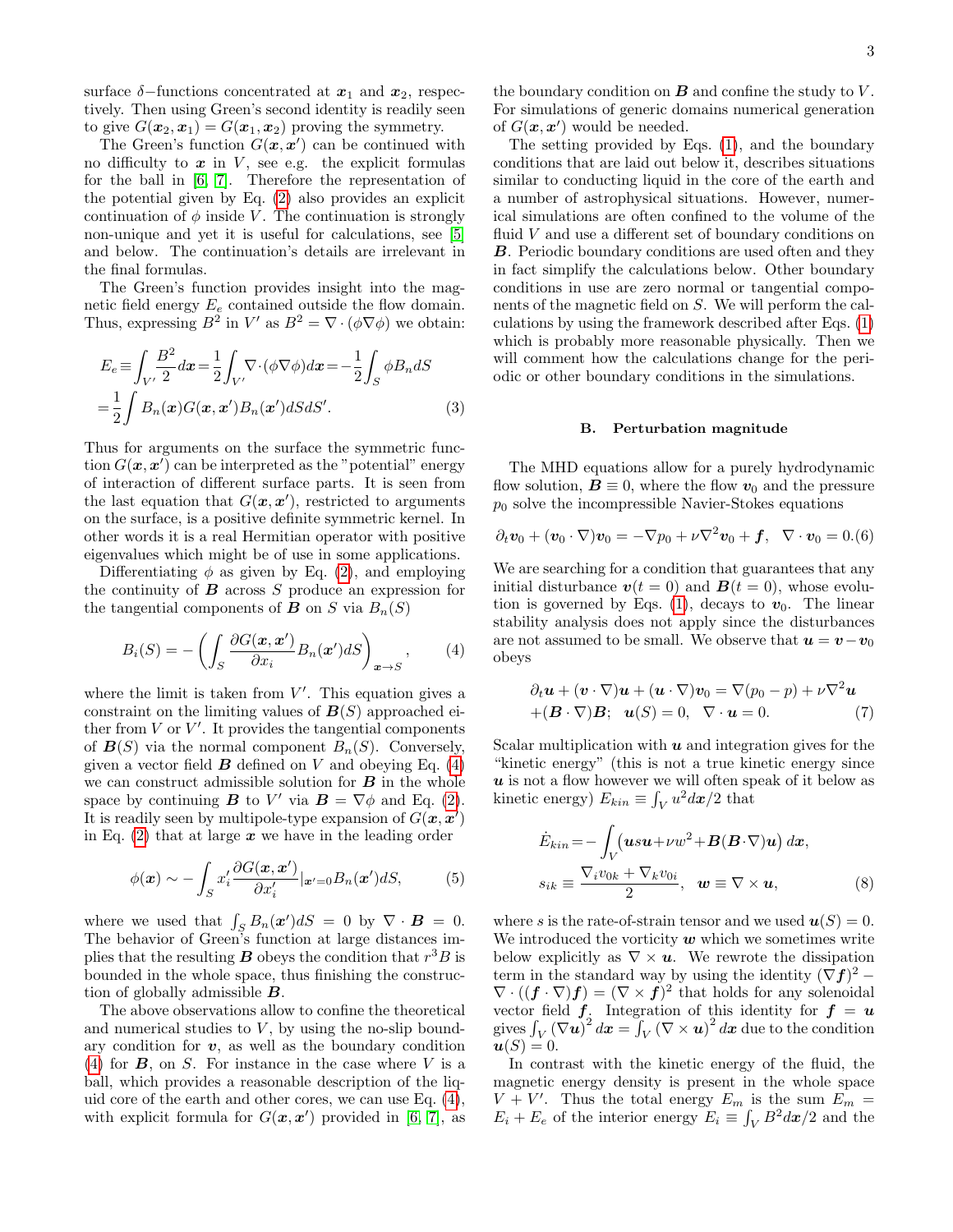surface $\delta-$functions concentrated at $\boldsymbol{x}_1$ and $\boldsymbol{x}_2$, respectively. Then using Green's second identity is readily seen to give $G(\boldsymbol{x}_2, \boldsymbol{x}_1) = G(\boldsymbol{x}_1, \boldsymbol{x}_2)$ proving the symmetry.

The Green's function $G(\boldsymbol{x}, \boldsymbol{x}')$ can be continued with no difficulty to $\boldsymbol{x}$ in $V$, see e.g. the explicit formulas for the ball in [6, 7]. Therefore the representation of the potential given by Eq. (2) also provides an explicit continuation of $\phi$ inside $V$. The continuation is strongly non-unique and yet it is useful for calculations, see [5] and below. The continuation's details are irrelevant in the final formulas.

The Green's function provides insight into the magnetic field energy $E_e$ contained outside the flow domain. Thus, expressing $B^2$ in $V'$ as $B^2 = \nabla \cdot (\phi \nabla \phi)$ we obtain:

$$E_e \equiv \int_{V'} \frac{B^2}{2} d\boldsymbol{x} = \frac{1}{2}\int_{V'} \nabla \cdot (\phi \nabla \phi) d\boldsymbol{x} = -\frac{1}{2}\int_S \phi B_n dS$$
$$= \frac{1}{2}\int B_n(\boldsymbol{x}) G(\boldsymbol{x}, \boldsymbol{x}') B_n(\boldsymbol{x}') dS dS'. \quad (3)$$

Thus for arguments on the surface the symmetric function $G(\boldsymbol{x}, \boldsymbol{x}')$ can be interpreted as the "potential" energy of interaction of different surface parts. It is seen from the last equation that $G(\boldsymbol{x}, \boldsymbol{x}')$, restricted to arguments on the surface, is a positive definite symmetric kernel. In other words it is a real Hermitian operator with positive eigenvalues which might be of use in some applications.

Differentiating $\phi$ as given by Eq. (2), and employing the continuity of $\boldsymbol{B}$ across $S$ produce an expression for the tangential components of $\boldsymbol{B}$ on $S$ via $B_n(S)$

$$B_i(S) = -\left(\int_S \frac{\partial G(\boldsymbol{x}, \boldsymbol{x}')}{\partial x_i} B_n(\boldsymbol{x}') dS\right)_{\boldsymbol{x} \to S}, \quad (4)$$

where the limit is taken from $V'$. This equation gives a constraint on the limiting values of $\boldsymbol{B}(S)$ approached either from $V$ or $V'$. It provides the tangential components of $\boldsymbol{B}(S)$ via the normal component $B_n(S)$. Conversely, given a vector field $\boldsymbol{B}$ defined on $V$ and obeying Eq. (4) we can construct admissible solution for $\boldsymbol{B}$ in the whole space by continuing $\boldsymbol{B}$ to $V'$ via $\boldsymbol{B} = \nabla \phi$ and Eq. (2). It is readily seen by multipole-type expansion of $G(\boldsymbol{x}, \boldsymbol{x}')$ in Eq. (2) that at large $\boldsymbol{x}$ we have in the leading order

$$\phi(\boldsymbol{x}) \sim -\int_S x_i' \frac{\partial G(\boldsymbol{x}, \boldsymbol{x}')}{\partial x_i'}|_{\boldsymbol{x}'=0} B_n(\boldsymbol{x}') dS, \quad (5)$$

where we used that $\int_S B_n(\boldsymbol{x}') dS = 0$ by $\nabla \cdot \boldsymbol{B} = 0$. The behavior of Green's function at large distances implies that the resulting $\boldsymbol{B}$ obeys the condition that $r^3 B$ is bounded in the whole space, thus finishing the construction of globally admissible $\boldsymbol{B}$.

The above observations allow to confine the theoretical and numerical studies to $V$, by using the no-slip boundary condition for $\boldsymbol{v}$, as well as the boundary condition (4) for $\boldsymbol{B}$, on $S$. For instance in the case where $V$ is a ball, which provides a reasonable description of the liquid core of the earth and other cores, we can use Eq. (4), with explicit formula for $G(\boldsymbol{x}, \boldsymbol{x}')$ provided in [6, 7], as the boundary condition on $\boldsymbol{B}$ and confine the study to $V$. For simulations of generic domains numerical generation of $G(\boldsymbol{x}, \boldsymbol{x}')$ would be needed.

The setting provided by Eqs. (1), and the boundary conditions that are laid out below it, describes situations similar to conducting liquid in the core of the earth and a number of astrophysical situations. However, numerical simulations are often confined to the volume of the fluid $V$ and use a different set of boundary conditions on $\boldsymbol{B}$. Periodic boundary conditions are used often and they in fact simplify the calculations below. Other boundary conditions in use are zero normal or tangential components of the magnetic field on $S$. We will perform the calculations by using the framework described after Eqs. (1) which is probably more reasonable physically. Then we will comment how the calculations change for the periodic or other boundary conditions in the simulations.

### B. Perturbation magnitude

The MHD equations allow for a purely hydrodynamic flow solution, $\boldsymbol{B} \equiv 0$, where the flow $\boldsymbol{v}_0$ and the pressure $p_0$ solve the incompressible Navier-Stokes equations

$$\partial_t \boldsymbol{v}_0 + (\boldsymbol{v}_0 \cdot \nabla)\boldsymbol{v}_0 = -\nabla p_0 + \nu \nabla^2 \boldsymbol{v}_0 + \boldsymbol{f}, \ \ \nabla \cdot \boldsymbol{v}_0 = 0. (6)$$

We are searching for a condition that guarantees that any initial disturbance $\boldsymbol{v}(t=0)$ and $\boldsymbol{B}(t=0)$, whose evolution is governed by Eqs. (1), decays to $\boldsymbol{v}_0$. The linear stability analysis does not apply since the disturbances are not assumed to be small. We observe that $\boldsymbol{u} = \boldsymbol{v} - \boldsymbol{v}_0$ obeys

$$\partial_t \boldsymbol{u} + (\boldsymbol{v} \cdot \nabla)\boldsymbol{u} + (\boldsymbol{u} \cdot \nabla)\boldsymbol{v}_0 = \nabla(p_0 - p) + \nu \nabla^2 \boldsymbol{u}$$
$$+ (\boldsymbol{B} \cdot \nabla)\boldsymbol{B}; \ \ \boldsymbol{u}(S) = 0, \ \ \nabla \cdot \boldsymbol{u} = 0. \quad (7)$$

Scalar multiplication with $\boldsymbol{u}$ and integration gives for the "kinetic energy" (this is not a true kinetic energy since $\boldsymbol{u}$ is not a flow however we will often speak of it below as kinetic energy) $E_{kin} \equiv \int_V u^2 d\boldsymbol{x}/2$ that

$$\dot{E}_{kin} = -\int_V (\boldsymbol{u} s \boldsymbol{u} + \nu w^2 + \boldsymbol{B}(\boldsymbol{B} \cdot \nabla)\boldsymbol{u}) \, d\boldsymbol{x},$$
$$s_{ik} \equiv \frac{\nabla_i v_{0k} + \nabla_k v_{0i}}{2}, \ \ \boldsymbol{w} \equiv \nabla \times \boldsymbol{u}, \quad (8)$$

where $s$ is the rate-of-strain tensor and we used $\boldsymbol{u}(S) = 0$. We introduced the vorticity $\boldsymbol{w}$ which we sometimes write below explicitly as $\nabla \times \boldsymbol{u}$. We rewrote the dissipation term in the standard way by using the identity $(\nabla \boldsymbol{f})^2 - \nabla \cdot ((\boldsymbol{f} \cdot \nabla)\boldsymbol{f}) = (\nabla \times \boldsymbol{f})^2$ that holds for any solenoidal vector field $\boldsymbol{f}$. Integration of this identity for $\boldsymbol{f} = \boldsymbol{u}$ gives $\int_V (\nabla \boldsymbol{u})^2 d\boldsymbol{x} = \int_V (\nabla \times \boldsymbol{u})^2 d\boldsymbol{x}$ due to the condition $\boldsymbol{u}(S) = 0$.

In contrast with the kinetic energy of the fluid, the magnetic energy density is present in the whole space $V + V'$. Thus the total energy $E_m$ is the sum $E_m = E_i + E_e$ of the interior energy $E_i \equiv \int_V B^2 d\boldsymbol{x}/2$ and the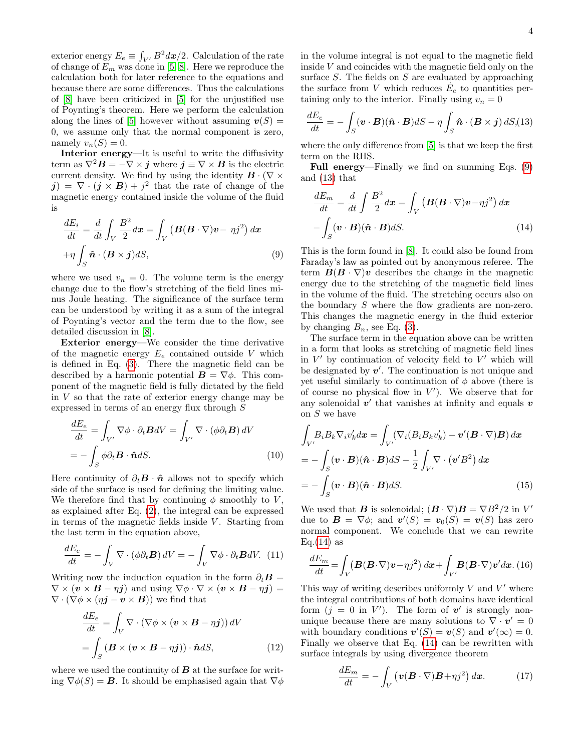exterior energy $E_e \equiv \int_{V'} B^2 d\boldsymbol{x}/2$. Calculation of the rate of change of $E_m$ was done in [5, 8]. Here we reproduce the calculation both for later reference to the equations and because there are some differences. Thus the calculations of [8] have been criticized in [5] for the unjustified use of Poynting's theorem. Here we perform the calculation along the lines of [5] however without assuming $\boldsymbol{v}(S) = 0$, we assume only that the normal component is zero, namely $v_n(S) = 0$.

**Interior energy**—It is useful to write the diffusivity term as $\nabla^2 \boldsymbol{B} = -\nabla \times \boldsymbol{j}$ where $\boldsymbol{j} \equiv \nabla \times \boldsymbol{B}$ is the electric current density. We find by using the identity $\boldsymbol{B} \cdot (\nabla \times \boldsymbol{j}) = \nabla \cdot (\boldsymbol{j} \times \boldsymbol{B}) + j^2$ that the rate of change of the magnetic energy contained inside the volume of the fluid is

$$
\frac{dE_i}{dt} = \frac{d}{dt}\int_V \frac{B^2}{2} d\boldsymbol{x} = \int_V \left(\boldsymbol{B}(\boldsymbol{B}\cdot\nabla)\boldsymbol{v} - \eta j^2\right) d\boldsymbol{x}
+\eta \int_S \hat{\boldsymbol{n}} \cdot (\boldsymbol{B} \times \boldsymbol{j}) dS, \quad (9)
$$

where we used $v_n = 0$. The volume term is the energy change due to the flow's stretching of the field lines minus Joule heating. The significance of the surface term can be understood by writing it as a sum of the integral of Poynting's vector and the term due to the flow, see detailed discussion in [8].

**Exterior energy**—We consider the time derivative of the magnetic energy $E_e$ contained outside $V$ which is defined in Eq. (3). There the magnetic field can be described by a harmonic potential $\boldsymbol{B} = \nabla\phi$. This component of the magnetic field is fully dictated by the field in $V$ so that the rate of exterior energy change may be expressed in terms of an energy flux through $S$

$$
\frac{dE_e}{dt} = \int_{V'} \nabla\phi \cdot \partial_t \boldsymbol{B} dV = \int_{V'} \nabla \cdot (\phi \partial_t \boldsymbol{B})\, dV
= -\int_S \phi \partial_t \boldsymbol{B} \cdot \hat{\boldsymbol{n}} dS. \quad (10)
$$

Here continuity of $\partial_t \boldsymbol{B} \cdot \hat{\boldsymbol{n}}$ allows not to specify which side of the surface is used for defining the limiting value. We therefore find that by continuing $\phi$ smoothly to $V$, as explained after Eq. (2), the integral can be expressed in terms of the magnetic fields inside $V$. Starting from the last term in the equation above,

$$
\frac{dE_e}{dt} = -\int_V \nabla \cdot (\phi \partial_t \boldsymbol{B})\, dV = -\int_V \nabla\phi \cdot \partial_t \boldsymbol{B} dV. \quad (11)
$$

Writing now the induction equation in the form $\partial_t \boldsymbol{B} = \nabla \times (\boldsymbol{v} \times \boldsymbol{B} - \eta \boldsymbol{j})$ and using $\nabla\phi \cdot \nabla \times (\boldsymbol{v} \times \boldsymbol{B} - \eta \boldsymbol{j}) = \nabla \cdot (\nabla\phi \times (\eta \boldsymbol{j} - \boldsymbol{v} \times \boldsymbol{B}))$ we find that

$$
\frac{dE_e}{dt} = \int_V \nabla \cdot (\nabla\phi \times (\boldsymbol{v} \times \boldsymbol{B} - \eta \boldsymbol{j}))\, dV
= \int_S (\boldsymbol{B} \times (\boldsymbol{v} \times \boldsymbol{B} - \eta \boldsymbol{j})) \cdot \hat{\boldsymbol{n}} dS, \quad (12)
$$

where we used the continuity of $\boldsymbol{B}$ at the surface for writing $\nabla\phi(S) = \boldsymbol{B}$. It should be emphasised again that $\nabla\phi$ in the volume integral is not equal to the magnetic field inside $V$ and coincides with the magnetic field only on the surface $S$. The fields on $S$ are evaluated by approaching the surface from $V$ which reduces $\dot{E}_e$ to quantities pertaining only to the interior. Finally using $v_n = 0$

$$
\frac{dE_e}{dt} = -\int_S (\boldsymbol{v} \cdot \boldsymbol{B})(\hat{\boldsymbol{n}} \cdot \boldsymbol{B}) dS - \eta \int_S \hat{\boldsymbol{n}} \cdot (\boldsymbol{B} \times \boldsymbol{j})\, dS, \quad (13)
$$

where the only difference from [5] is that we keep the first term on the RHS.

**Full energy**—Finally we find on summing Eqs. (9) and (13) that

$$
\frac{dE_m}{dt} = \frac{d}{dt}\int \frac{B^2}{2} d\boldsymbol{x} = \int_V \left(\boldsymbol{B}(\boldsymbol{B}\cdot\nabla)\boldsymbol{v} - \eta j^2\right) d\boldsymbol{x}
-\int_S (\boldsymbol{v} \cdot \boldsymbol{B})(\hat{\boldsymbol{n}} \cdot \boldsymbol{B}) dS. \quad (14)
$$

This is the form found in [8]. It could also be found from Faraday's law as pointed out by anonymous referee. The term $\boldsymbol{B}(\boldsymbol{B}\cdot\nabla)\boldsymbol{v}$ describes the change in the magnetic energy due to the stretching of the magnetic field lines in the volume of the fluid. The stretching occurs also on the boundary $S$ where the flow gradients are non-zero. This changes the magnetic energy in the fluid exterior by changing $B_n$, see Eq. (3).

The surface term in the equation above can be written in a form that looks as stretching of magnetic field lines in $V'$ by continuation of velocity field to $V'$ which will be designated by $\boldsymbol{v}'$. The continuation is not unique and yet useful similarly to continuation of $\phi$ above (there is of course no physical flow in $V'$). We observe that for any solenoidal $\boldsymbol{v}'$ that vanishes at infinity and equals $\boldsymbol{v}$ on $S$ we have

$$
\int_{V'} B_i B_k \nabla_i v'_k d\boldsymbol{x} = \int_{V'} (\nabla_i (B_i B_k v'_k) - \boldsymbol{v}'(\boldsymbol{B}\cdot\nabla)\boldsymbol{B})\, d\boldsymbol{x}
= -\int_S (\boldsymbol{v} \cdot \boldsymbol{B})(\hat{\boldsymbol{n}} \cdot \boldsymbol{B}) dS - \frac{1}{2}\int_{V'} \nabla \cdot \left(\boldsymbol{v}' B^2\right) d\boldsymbol{x}
= -\int_S (\boldsymbol{v} \cdot \boldsymbol{B})(\hat{\boldsymbol{n}} \cdot \boldsymbol{B}) dS. \quad (15)
$$

We used that $\boldsymbol{B}$ is solenoidal; $(\boldsymbol{B}\cdot\nabla)\boldsymbol{B} = \nabla B^2/2$ in $V'$ due to $\boldsymbol{B} = \nabla\phi$; and $\boldsymbol{v}'(S) = \boldsymbol{v}_0(S) = \boldsymbol{v}(S)$ has zero normal component. We conclude that we can rewrite Eq.(14) as

$$
\frac{dE_m}{dt} = \int_V \left(\boldsymbol{B}(\boldsymbol{B}\cdot\nabla)\boldsymbol{v} - \eta j^2\right) d\boldsymbol{x} + \int_{V'} \boldsymbol{B}(\boldsymbol{B}\cdot\nabla)\boldsymbol{v}' d\boldsymbol{x}. \quad (16)
$$

This way of writing describes uniformly $V$ and $V'$ where the integral contributions of both domains have identical form ($j = 0$ in $V'$). The form of $\boldsymbol{v}'$ is strongly nonunique because there are many solutions to $\nabla \cdot \boldsymbol{v}' = 0$ with boundary conditions $\boldsymbol{v}'(S) = \boldsymbol{v}(S)$ and $\boldsymbol{v}'(\infty) = 0$. Finally we observe that Eq. (14) can be rewritten with surface integrals by using divergence theorem

$$
\frac{dE_m}{dt} = -\int_V \left(\boldsymbol{v}(\boldsymbol{B}\cdot\nabla)\boldsymbol{B} + \eta j^2\right) d\boldsymbol{x}. \quad (17)
$$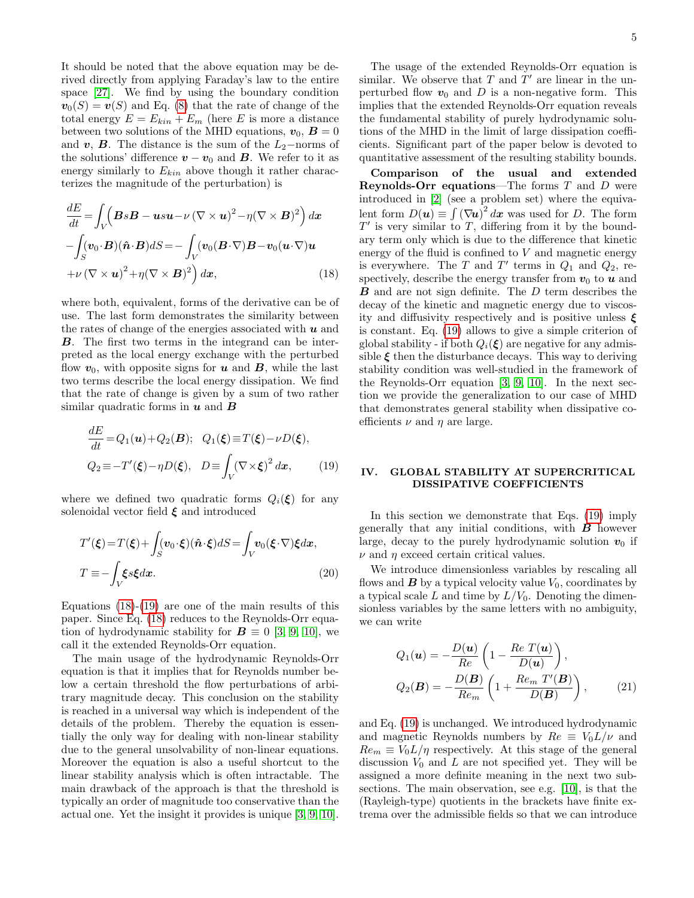It should be noted that the above equation may be derived directly from applying Faraday's law to the entire space [27]. We find by using the boundary condition $\boldsymbol{v}_0(S) = \boldsymbol{v}(S)$ and Eq. (8) that the rate of change of the total energy $E = E_{kin} + E_m$ (here $E$ is more a distance between two solutions of the MHD equations, $\boldsymbol{v}_0$, $\boldsymbol{B} = 0$ and $\boldsymbol{v}$, $\boldsymbol{B}$. The distance is the sum of the $L_2-$norms of the solutions' difference $\boldsymbol{v} - \boldsymbol{v}_0$ and $\boldsymbol{B}$. We refer to it as energy similarly to $E_{kin}$ above though it rather characterizes the magnitude of the perturbation) is

$$
\begin{aligned}
\frac{dE}{dt} =& \int_V \Big( \boldsymbol{B} s \boldsymbol{B} - \boldsymbol{u} s \boldsymbol{u} - \nu\left(\nabla\times\boldsymbol{u}\right)^2 - \eta(\nabla\times\boldsymbol{B})^2\Big)\, d\boldsymbol{x} \\
&- \int_S (\boldsymbol{v}_0 \cdot \boldsymbol{B})(\hat{\boldsymbol{n}}\cdot\boldsymbol{B}) dS = -\int_V \Big(\boldsymbol{v}_0 (\boldsymbol{B}\cdot\nabla)\boldsymbol{B} - \boldsymbol{v}_0 (\boldsymbol{u}\cdot\nabla)\boldsymbol{u} \\
&+ \nu\left(\nabla\times\boldsymbol{u}\right)^2 + \eta(\nabla\times\boldsymbol{B})^2\Big)\, d\boldsymbol{x},
\end{aligned}
\tag{18}
$$

where both, equivalent, forms of the derivative can be of use. The last form demonstrates the similarity between the rates of change of the energies associated with $\boldsymbol{u}$ and $\boldsymbol{B}$. The first two terms in the integrand can be interpreted as the local energy exchange with the perturbed flow $\boldsymbol{v}_0$, with opposite signs for $\boldsymbol{u}$ and $\boldsymbol{B}$, while the last two terms describe the local energy dissipation. We find that the rate of change is given by a sum of two rather similar quadratic forms in $\boldsymbol{u}$ and $\boldsymbol{B}$

$$
\begin{aligned}
&\frac{dE}{dt} = Q_1(\boldsymbol{u}) + Q_2(\boldsymbol{B}); \quad Q_1(\boldsymbol{\xi}) \equiv T(\boldsymbol{\xi}) - \nu D(\boldsymbol{\xi}), \\
&Q_2 \equiv -T'(\boldsymbol{\xi}) - \eta D(\boldsymbol{\xi}), \quad D \equiv \int_V \left(\nabla\times\boldsymbol{\xi}\right)^2 d\boldsymbol{x},
\end{aligned}
\tag{19}
$$

where we defined two quadratic forms $Q_i(\boldsymbol{\xi})$ for any solenoidal vector field $\boldsymbol{\xi}$ and introduced

$$
\begin{aligned}
&T'(\boldsymbol{\xi}) = T(\boldsymbol{\xi}) + \int_S (\boldsymbol{v}_0\cdot\boldsymbol{\xi})(\hat{\boldsymbol{n}}\cdot\boldsymbol{\xi}) dS = \int_V \boldsymbol{v}_0 (\boldsymbol{\xi}\cdot\nabla)\boldsymbol{\xi} d\boldsymbol{x}, \\
&T \equiv -\int_V \boldsymbol{\xi} s \boldsymbol{\xi} d\boldsymbol{x}.
\end{aligned}
\tag{20}
$$

Equations (18)-(19) are one of the main results of this paper. Since Eq. (18) reduces to the Reynolds-Orr equation of hydrodynamic stability for $\boldsymbol{B} \equiv 0$ [3, 9, 10], we call it the extended Reynolds-Orr equation.

The main usage of the hydrodynamic Reynolds-Orr equation is that it implies that for Reynolds number below a certain threshold the flow perturbations of arbitrary magnitude decay. This conclusion on the stability is reached in a universal way which is independent of the details of the problem. Thereby the equation is essentially the only way for dealing with non-linear stability due to the general unsolvability of non-linear equations. Moreover the equation is also a useful shortcut to the linear stability analysis which is often intractable. The main drawback of the approach is that the threshold is typically an order of magnitude too conservative than the actual one. Yet the insight it provides is unique [3, 9, 10].

The usage of the extended Reynolds-Orr equation is similar. We observe that $T$ and $T'$ are linear in the unperturbed flow $\boldsymbol{v}_0$ and $D$ is a non-negative form. This implies that the extended Reynolds-Orr equation reveals the fundamental stability of purely hydrodynamic solutions of the MHD in the limit of large dissipation coefficients. Significant part of the paper below is devoted to quantitative assessment of the resulting stability bounds.

**Comparison of the usual and extended Reynolds-Orr equations**—The forms $T$ and $D$ were introduced in [2] (see a problem set) where the equivalent form $D(\boldsymbol{u}) \equiv \int (\nabla\boldsymbol{u})^2 d\boldsymbol{x}$ was used for $D$. The form $T'$ is very similar to $T$, differing from it by the boundary term only which is due to the difference that kinetic energy of the fluid is confined to $V$ and magnetic energy is everywhere. The $T$ and $T'$ terms in $Q_1$ and $Q_2$, respectively, describe the energy transfer from $\boldsymbol{v}_0$ to $\boldsymbol{u}$ and $\boldsymbol{B}$ and are not sign definite. The $D$ term describes the decay of the kinetic and magnetic energy due to viscosity and diffusivity respectively and is positive unless $\boldsymbol{\xi}$ is constant. Eq. (19) allows to give a simple criterion of global stability - if both $Q_i(\boldsymbol{\xi})$ are negative for any admissible $\boldsymbol{\xi}$ then the disturbance decays. This way to deriving stability condition was well-studied in the framework of the Reynolds-Orr equation [3, 9, 10]. In the next section we provide the generalization to our case of MHD that demonstrates general stability when dissipative coefficients $\nu$ and $\eta$ are large.

## IV. GLOBAL STABILITY AT SUPERCRITICAL DISSIPATIVE COEFFICIENTS

In this section we demonstrate that Eqs. (19) imply generally that any initial conditions, with $\boldsymbol{B}$ however large, decay to the purely hydrodynamic solution $\boldsymbol{v}_0$ if $\nu$ and $\eta$ exceed certain critical values.

We introduce dimensionless variables by rescaling all flows and $\boldsymbol{B}$ by a typical velocity value $V_0$, coordinates by a typical scale $L$ and time by $L/V_0$. Denoting the dimensionless variables by the same letters with no ambiguity, we can write

$$
\begin{aligned}
&Q_1(\boldsymbol{u}) = -\frac{D(\boldsymbol{u})}{Re}\left(1 - \frac{Re\ T(\boldsymbol{u})}{D(\boldsymbol{u})}\right), \\
&Q_2(\boldsymbol{B}) = -\frac{D(\boldsymbol{B})}{Re_m}\left(1 + \frac{Re_m\ T'(\boldsymbol{B})}{D(\boldsymbol{B})}\right),
\end{aligned}
\tag{21}
$$

and Eq. (19) is unchanged. We introduced hydrodynamic and magnetic Reynolds numbers by $Re \equiv V_0L/\nu$ and $Re_m \equiv V_0L/\eta$ respectively. At this stage of the general discussion $V_0$ and $L$ are not specified yet. They will be assigned a more definite meaning in the next two subsections. The main observation, see e.g. [10], is that the (Rayleigh-type) quotients in the brackets have finite extrema over the admissible fields so that we can introduce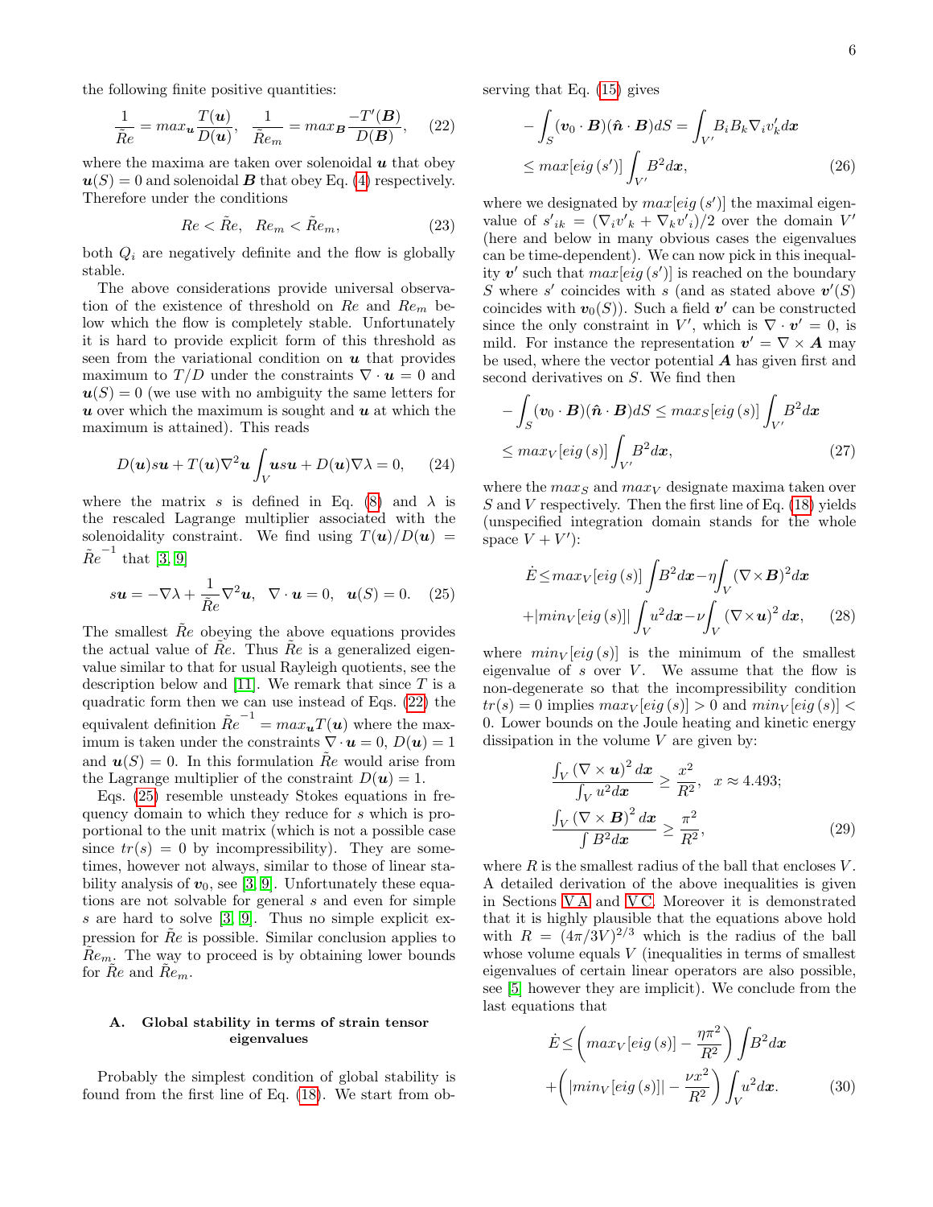the following finite positive quantities:

$$\frac{1}{\tilde{Re}} = max_{\boldsymbol{u}} \frac{T(\boldsymbol{u})}{D(\boldsymbol{u})}, \quad \frac{1}{\tilde{Re}_m} = max_{\boldsymbol{B}} \frac{-T'(\boldsymbol{B})}{D(\boldsymbol{B})}, \tag{22}$$

where the maxima are taken over solenoidal $\boldsymbol{u}$ that obey $\boldsymbol{u}(S) = 0$ and solenoidal $\boldsymbol{B}$ that obey Eq. (4) respectively. Therefore under the conditions

$$Re < \tilde{Re}, \quad Re_m < \tilde{Re}_m, \tag{23}$$

both $Q_i$ are negatively definite and the flow is globally stable.

The above considerations provide universal observation of the existence of threshold on $Re$ and $Re_m$ below which the flow is completely stable. Unfortunately it is hard to provide explicit form of this threshold as seen from the variational condition on $\boldsymbol{u}$ that provides maximum to $T/D$ under the constraints $\nabla \cdot \boldsymbol{u} = 0$ and $\boldsymbol{u}(S) = 0$ (we use with no ambiguity the same letters for $\boldsymbol{u}$ over which the maximum is sought and $\boldsymbol{u}$ at which the maximum is attained). This reads

$$D(\boldsymbol{u}) s \boldsymbol{u} + T(\boldsymbol{u}) \nabla^2 \boldsymbol{u} \int_V \boldsymbol{u} s \boldsymbol{u} + D(\boldsymbol{u}) \nabla \lambda = 0, \tag{24}$$

where the matrix $s$ is defined in Eq. (8) and $\lambda$ is the rescaled Lagrange multiplier associated with the solenoidality constraint. We find using $T(\boldsymbol{u})/D(\boldsymbol{u}) = \tilde{Re}^{-1}$ that [3, 9]

$$s\boldsymbol{u} = -\nabla \lambda + \frac{1}{\tilde{Re}} \nabla^2 \boldsymbol{u}, \quad \nabla \cdot \boldsymbol{u} = 0, \quad \boldsymbol{u}(S) = 0. \tag{25}$$

The smallest $\tilde{Re}$ obeying the above equations provides the actual value of $\tilde{Re}$. Thus $\tilde{Re}$ is a generalized eigenvalue similar to that for usual Rayleigh quotients, see the description below and [11]. We remark that since $T$ is a quadratic form then we can use instead of Eqs. (22) the equivalent definition $\tilde{Re}^{-1} = max_{\boldsymbol{u}} T(\boldsymbol{u})$ where the maximum is taken under the constraints $\nabla \cdot \boldsymbol{u} = 0$, $D(\boldsymbol{u}) = 1$ and $\boldsymbol{u}(S) = 0$. In this formulation $\tilde{Re}$ would arise from the Lagrange multiplier of the constraint $D(\boldsymbol{u}) = 1$.

Eqs. (25) resemble unsteady Stokes equations in frequency domain to which they reduce for $s$ which is proportional to the unit matrix (which is not a possible case since $tr(s) = 0$ by incompressibility). They are sometimes, however not always, similar to those of linear stability analysis of $\boldsymbol{v}_0$, see [3, 9]. Unfortunately these equations are not solvable for general $s$ and even for simple $s$ are hard to solve [3, 9]. Thus no simple explicit expression for $\tilde{Re}$ is possible. Similar conclusion applies to $\tilde{Re}_m$. The way to proceed is by obtaining lower bounds for $\tilde{Re}$ and $\tilde{Re}_m$.

### A. Global stability in terms of strain tensor eigenvalues

Probably the simplest condition of global stability is found from the first line of Eq. (18). We start from observing that Eq. (15) gives

$$-\int_S (\boldsymbol{v}_0 \cdot \boldsymbol{B})(\hat{\boldsymbol{n}} \cdot \boldsymbol{B}) dS = \int_{V'} B_i B_k \nabla_i v'_k d\boldsymbol{x}$$
$$\leq max[eig\,(s')] \int_{V'} B^2 d\boldsymbol{x}, \tag{26}$$

where we designated by $max[eig\,(s')]$ the maximal eigenvalue of $s'_{ik} = (\nabla_i v'_k + \nabla_k v'_i)/2$ over the domain $V'$ (here and below in many obvious cases the eigenvalues can be time-dependent). We can now pick in this inequality $\boldsymbol{v}'$ such that $max[eig\,(s')]$ is reached on the boundary $S$ where $s'$ coincides with $s$ (and as stated above $\boldsymbol{v}'(S)$ coincides with $\boldsymbol{v}_0(S)$). Such a field $\boldsymbol{v}'$ can be constructed since the only constraint in $V'$, which is $\nabla \cdot \boldsymbol{v}' = 0$, is mild. For instance the representation $\boldsymbol{v}' = \nabla \times \boldsymbol{A}$ may be used, where the vector potential $\boldsymbol{A}$ has given first and second derivatives on $S$. We find then

$$-\int_S (\boldsymbol{v}_0 \cdot \boldsymbol{B})(\hat{\boldsymbol{n}} \cdot \boldsymbol{B}) dS \leq max_S[eig\,(s)] \int_{V'} B^2 d\boldsymbol{x}$$
$$\leq max_V[eig\,(s)] \int_{V'} B^2 d\boldsymbol{x}, \tag{27}$$

where the $max_S$ and $max_V$ designate maxima taken over $S$ and $V$ respectively. Then the first line of Eq. (18) yields (unspecified integration domain stands for the whole space $V + V'$):

$$\dot{E} \leq max_V[eig\,(s)] \int B^2 d\boldsymbol{x} - \eta \int_V (\nabla \times \boldsymbol{B})^2 d\boldsymbol{x}$$
$$+ |min_V[eig\,(s)]| \int_V u^2 d\boldsymbol{x} - \nu \int_V (\nabla \times \boldsymbol{u})^2 \, d\boldsymbol{x}, \tag{28}$$

where $min_V[eig\,(s)]$ is the minimum of the smallest eigenvalue of $s$ over $V$. We assume that the flow is non-degenerate so that the incompressibility condition $tr(s) = 0$ implies $max_V[eig\,(s)] > 0$ and $min_V[eig\,(s)] < 0$. Lower bounds on the Joule heating and kinetic energy dissipation in the volume $V$ are given by:

$$\frac{\int_V (\nabla \times \boldsymbol{u})^2 \, d\boldsymbol{x}}{\int_V u^2 d\boldsymbol{x}} \geq \frac{x^2}{R^2}, \quad x \approx 4.493;$$
$$\frac{\int_V (\nabla \times \boldsymbol{B})^2 \, d\boldsymbol{x}}{\int B^2 d\boldsymbol{x}} \geq \frac{\pi^2}{R^2}, \tag{29}$$

where $R$ is the smallest radius of the ball that encloses $V$. A detailed derivation of the above inequalities is given in Sections V A and V C. Moreover it is demonstrated that it is highly plausible that the equations above hold with $R = (4\pi/3V)^{2/3}$ which is the radius of the ball whose volume equals $V$ (inequalities in terms of smallest eigenvalues of certain linear operators are also possible, see [5] however they are implicit). We conclude from the last equations that

$$\dot{E} \leq \left( max_V[eig\,(s)] - \frac{\eta \pi^2}{R^2} \right) \int B^2 d\boldsymbol{x}$$
$$+ \left( |min_V[eig\,(s)]| - \frac{\nu x^2}{R^2} \right) \int_V u^2 d\boldsymbol{x}. \tag{30}$$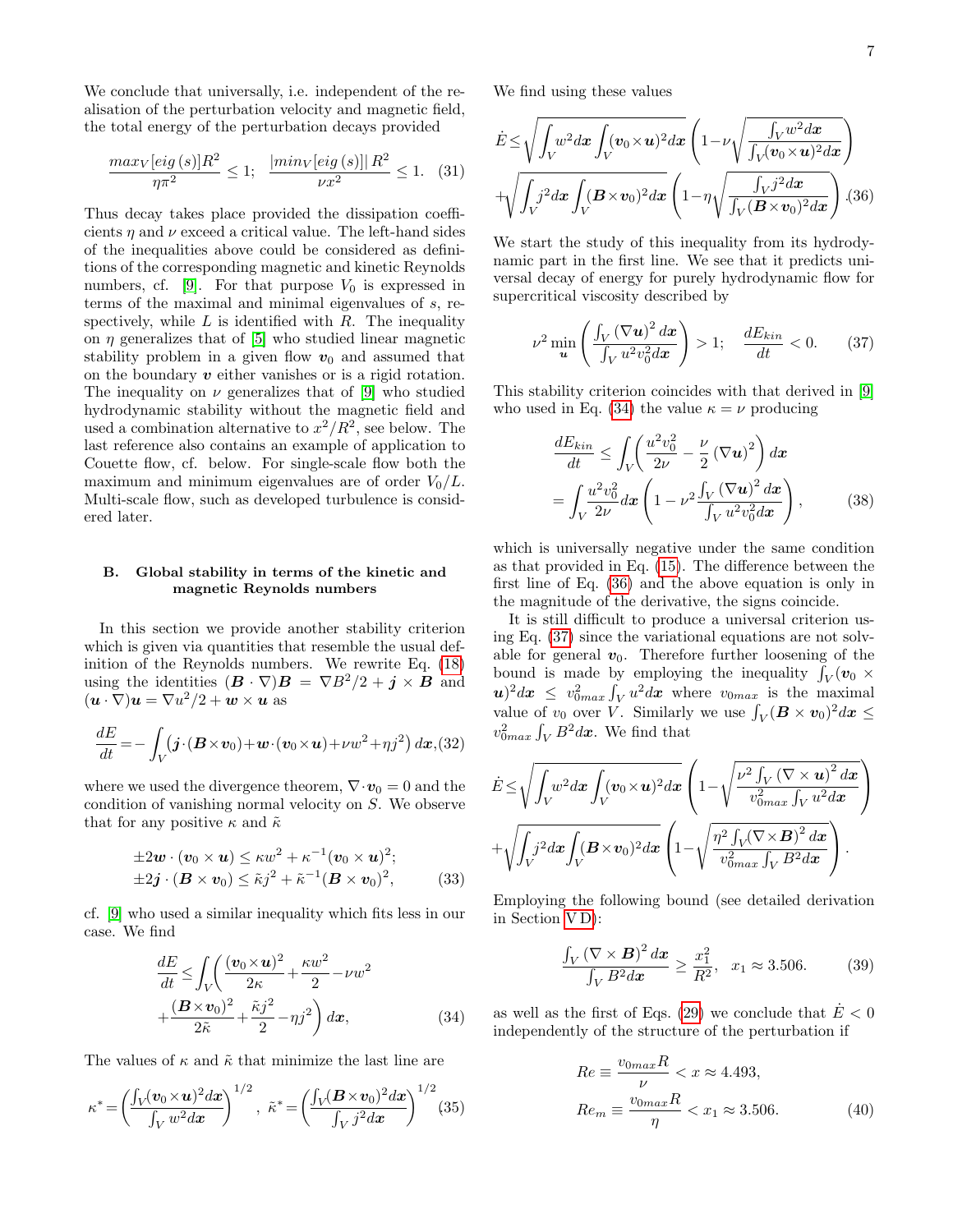We conclude that universally, i.e. independent of the realisation of the perturbation velocity and magnetic field, the total energy of the perturbation decays provided

$$\frac{max_V[eig\,(s)]R^2}{\eta\pi^2} \le 1; \quad \frac{|min_V[eig\,(s)]|\,R^2}{\nu x^2} \le 1. \quad (31)$$

Thus decay takes place provided the dissipation coefficients $\eta$ and $\nu$ exceed a critical value. The left-hand sides of the inequalities above could be considered as definitions of the corresponding magnetic and kinetic Reynolds numbers, cf. [9]. For that purpose $V_0$ is expressed in terms of the maximal and minimal eigenvalues of $s$, respectively, while $L$ is identified with $R$. The inequality on $\eta$ generalizes that of [5] who studied linear magnetic stability problem in a given flow $\boldsymbol{v}_0$ and assumed that on the boundary $\boldsymbol{v}$ either vanishes or is a rigid rotation. The inequality on $\nu$ generalizes that of [9] who studied hydrodynamic stability without the magnetic field and used a combination alternative to $x^2/R^2$, see below. The last reference also contains an example of application to Couette flow, cf. below. For single-scale flow both the maximum and minimum eigenvalues are of order $V_0/L$. Multi-scale flow, such as developed turbulence is considered later.

### B. Global stability in terms of the kinetic and magnetic Reynolds numbers

In this section we provide another stability criterion which is given via quantities that resemble the usual definition of the Reynolds numbers. We rewrite Eq. (18) using the identities $(\boldsymbol{B}\cdot\nabla)\boldsymbol{B} = \nabla B^2/2 + \boldsymbol{j}\times\boldsymbol{B}$ and $(\boldsymbol{u}\cdot\nabla)\boldsymbol{u} = \nabla u^2/2 + \boldsymbol{w}\times\boldsymbol{u}$ as

$$\frac{dE}{dt} = -\int_V \left(\boldsymbol{j}\cdot(\boldsymbol{B}\times\boldsymbol{v}_0) + \boldsymbol{w}\cdot(\boldsymbol{v}_0\times\boldsymbol{u}) + \nu w^2 + \eta j^2\right) d\boldsymbol{x}, \quad (32)$$

where we used the divergence theorem, $\nabla\cdot\boldsymbol{v}_0 = 0$ and the condition of vanishing normal velocity on $S$. We observe that for any positive $\kappa$ and $\tilde{\kappa}$

$$\begin{aligned} &\pm 2\boldsymbol{w}\cdot(\boldsymbol{v}_0\times\boldsymbol{u}) \le \kappa w^2 + \kappa^{-1}(\boldsymbol{v}_0\times\boldsymbol{u})^2; \\ &\pm 2\boldsymbol{j}\cdot(\boldsymbol{B}\times\boldsymbol{v}_0) \le \tilde{\kappa} j^2 + \tilde{\kappa}^{-1}(\boldsymbol{B}\times\boldsymbol{v}_0)^2, \end{aligned} \quad (33)$$

cf. [9] who used a similar inequality which fits less in our case. We find

$$\begin{aligned} \frac{dE}{dt} \le &\int_V \left(\frac{(\boldsymbol{v}_0\times\boldsymbol{u})^2}{2\kappa} + \frac{\kappa w^2}{2} - \nu w^2 \right. \\ &\left. + \frac{(\boldsymbol{B}\times\boldsymbol{v}_0)^2}{2\tilde{\kappa}} + \frac{\tilde{\kappa} j^2}{2} - \eta j^2\right) d\boldsymbol{x}, \end{aligned} \quad (34)$$

The values of $\kappa$ and $\tilde{\kappa}$ that minimize the last line are

$$\kappa^* = \left(\frac{\int_V (\boldsymbol{v}_0\times\boldsymbol{u})^2 d\boldsymbol{x}}{\int_V w^2 d\boldsymbol{x}}\right)^{1/2}, \;\; \tilde{\kappa}^* = \left(\frac{\int_V (\boldsymbol{B}\times\boldsymbol{v}_0)^2 d\boldsymbol{x}}{\int_V j^2 d\boldsymbol{x}}\right)^{1/2} \quad (35)$$

We find using these values

$$\begin{aligned} \dot{E} \le &\sqrt{\int_V w^2 d\boldsymbol{x} \int_V (\boldsymbol{v}_0\times\boldsymbol{u})^2 d\boldsymbol{x}} \left(1 - \nu\sqrt{\frac{\int_V w^2 d\boldsymbol{x}}{\int_V (\boldsymbol{v}_0\times\boldsymbol{u})^2 d\boldsymbol{x}}}\right) \\ + &\sqrt{\int_V j^2 d\boldsymbol{x} \int_V (\boldsymbol{B}\times\boldsymbol{v}_0)^2 d\boldsymbol{x}} \left(1 - \eta\sqrt{\frac{\int_V j^2 d\boldsymbol{x}}{\int_V (\boldsymbol{B}\times\boldsymbol{v}_0)^2 d\boldsymbol{x}}}\right). \end{aligned} \quad (36)$$

We start the study of this inequality from its hydrodynamic part in the first line. We see that it predicts universal decay of energy for purely hydrodynamic flow for supercritical viscosity described by

$$\nu^2 \min_{\boldsymbol{u}} \left(\frac{\int_V (\nabla\boldsymbol{u})^2 d\boldsymbol{x}}{\int_V u^2 v_0^2 d\boldsymbol{x}}\right) > 1; \quad \frac{dE_{kin}}{dt} < 0. \quad (37)$$

This stability criterion coincides with that derived in [9] who used in Eq. (34) the value $\kappa = \nu$ producing

$$\begin{aligned} \frac{dE_{kin}}{dt} &\le \int_V \left(\frac{u^2 v_0^2}{2\nu} - \frac{\nu}{2}(\nabla\boldsymbol{u})^2\right) d\boldsymbol{x} \\ &= \int_V \frac{u^2 v_0^2}{2\nu} d\boldsymbol{x} \left(1 - \nu^2 \frac{\int_V (\nabla\boldsymbol{u})^2 d\boldsymbol{x}}{\int_V u^2 v_0^2 d\boldsymbol{x}}\right), \end{aligned} \quad (38)$$

which is universally negative under the same condition as that provided in Eq. (15). The difference between the first line of Eq. (36) and the above equation is only in the magnitude of the derivative, the signs coincide.

It is still difficult to produce a universal criterion using Eq. (37) since the variational equations are not solvable for general $\boldsymbol{v}_0$. Therefore further loosening of the bound is made by employing the inequality $\int_V (\boldsymbol{v}_0\times\boldsymbol{u})^2 d\boldsymbol{x} \le v_{0max}^2 \int_V u^2 d\boldsymbol{x}$ where $v_{0max}$ is the maximal value of $v_0$ over $V$. Similarly we use $\int_V (\boldsymbol{B}\times\boldsymbol{v}_0)^2 d\boldsymbol{x} \le v_{0max}^2 \int_V B^2 d\boldsymbol{x}$. We find that

$$\begin{aligned} \dot{E} \le &\sqrt{\int_V w^2 d\boldsymbol{x} \int_V (\boldsymbol{v}_0\times\boldsymbol{u})^2 d\boldsymbol{x}} \left(1 - \sqrt{\frac{\nu^2 \int_V (\nabla\times\boldsymbol{u})^2 d\boldsymbol{x}}{v_{0max}^2 \int_V u^2 d\boldsymbol{x}}}\right) \\ + &\sqrt{\int_V j^2 d\boldsymbol{x} \int_V (\boldsymbol{B}\times\boldsymbol{v}_0)^2 d\boldsymbol{x}} \left(1 - \sqrt{\frac{\eta^2 \int_V (\nabla\times\boldsymbol{B})^2 d\boldsymbol{x}}{v_{0max}^2 \int_V B^2 d\boldsymbol{x}}}\right). \end{aligned}$$

Employing the following bound (see detailed derivation in Section V D):

$$\frac{\int_V (\nabla\times\boldsymbol{B})^2 d\boldsymbol{x}}{\int_V B^2 d\boldsymbol{x}} \ge \frac{x_1^2}{R^2}, \quad x_1 \approx 3.506. \quad (39)$$

as well as the first of Eqs. (29) we conclude that $\dot{E} < 0$ independently of the structure of the perturbation if

$$\begin{aligned} Re &\equiv \frac{v_{0max}R}{\nu} < x \approx 4.493, \\ Re_m &\equiv \frac{v_{0max}R}{\eta} < x_1 \approx 3.506. \end{aligned} \quad (40)$$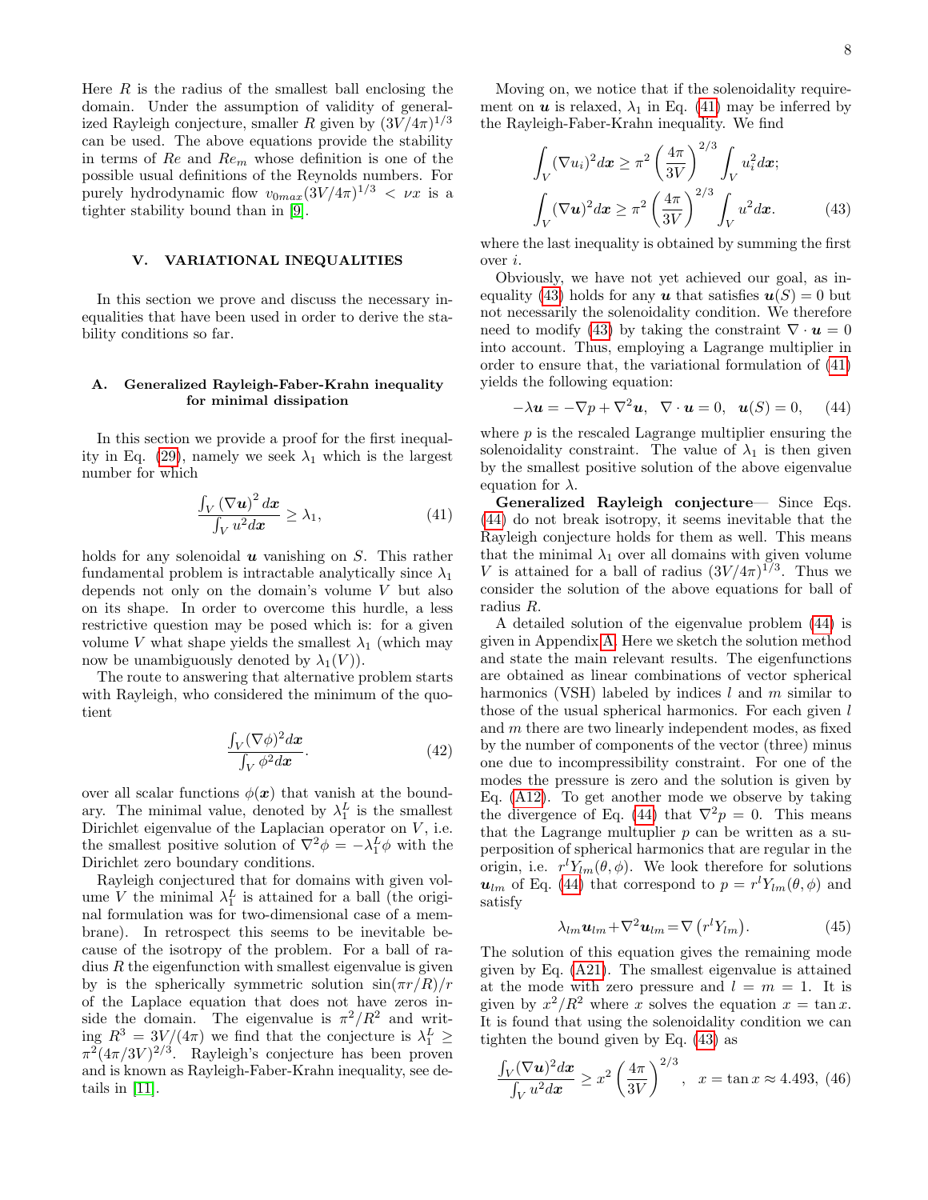Here $R$ is the radius of the smallest ball enclosing the domain. Under the assumption of validity of generalized Rayleigh conjecture, smaller $R$ given by $(3V/4\pi)^{1/3}$ can be used. The above equations provide the stability in terms of $Re$ and $Re_m$ whose definition is one of the possible usual definitions of the Reynolds numbers. For purely hydrodynamic flow $v_{0max}(3V/4\pi)^{1/3} < \nu x$ is a tighter stability bound than in [9].

## V. VARIATIONAL INEQUALITIES

In this section we prove and discuss the necessary inequalities that have been used in order to derive the stability conditions so far.

### A. Generalized Rayleigh-Faber-Krahn inequality for minimal dissipation

In this section we provide a proof for the first inequality in Eq. (29), namely we seek $\lambda_1$ which is the largest number for which

$$\frac{\int_V (\nabla \boldsymbol{u})^2 d\boldsymbol{x}}{\int_V u^2 d\boldsymbol{x}} \geq \lambda_1, \tag{41}$$

holds for any solenoidal $\boldsymbol{u}$ vanishing on $S$. This rather fundamental problem is intractable analytically since $\lambda_1$ depends not only on the domain's volume $V$ but also on its shape. In order to overcome this hurdle, a less restrictive question may be posed which is: for a given volume $V$ what shape yields the smallest $\lambda_1$ (which may now be unambiguously denoted by $\lambda_1(V)$).

The route to answering that alternative problem starts with Rayleigh, who considered the minimum of the quotient

$$\frac{\int_V (\nabla \phi)^2 d\boldsymbol{x}}{\int_V \phi^2 d\boldsymbol{x}}. \tag{42}$$

over all scalar functions $\phi(\boldsymbol{x})$ that vanish at the boundary. The minimal value, denoted by $\lambda_1^L$ is the smallest Dirichlet eigenvalue of the Laplacian operator on $V$, i.e. the smallest positive solution of $\nabla^2\phi = -\lambda_1^L \phi$ with the Dirichlet zero boundary conditions.

Rayleigh conjectured that for domains with given volume $V$ the minimal $\lambda_1^L$ is attained for a ball (the original formulation was for two-dimensional case of a membrane). In retrospect this seems to be inevitable because of the isotropy of the problem. For a ball of radius $R$ the eigenfunction with smallest eigenvalue is given by is the spherically symmetric solution $\sin(\pi r/R)/r$ of the Laplace equation that does not have zeros inside the domain. The eigenvalue is $\pi^2/R^2$ and writing $R^3 = 3V/(4\pi)$ we find that the conjecture is $\lambda_1^L \geq \pi^2(4\pi/3V)^{2/3}$. Rayleigh's conjecture has been proven and is known as Rayleigh-Faber-Krahn inequality, see details in [11].

Moving on, we notice that if the solenoidality requirement on $\boldsymbol{u}$ is relaxed, $\lambda_1$ in Eq. (41) may be inferred by the Rayleigh-Faber-Krahn inequality. We find

$$\int_V (\nabla u_i)^2 d\boldsymbol{x} \geq \pi^2 \left(\frac{4\pi}{3V}\right)^{2/3} \int_V u_i^2 d\boldsymbol{x};$$
$$\int_V (\nabla \boldsymbol{u})^2 d\boldsymbol{x} \geq \pi^2 \left(\frac{4\pi}{3V}\right)^{2/3} \int_V u^2 d\boldsymbol{x}. \tag{43}$$

where the last inequality is obtained by summing the first over $i$.

Obviously, we have not yet achieved our goal, as inequality (43) holds for any $\boldsymbol{u}$ that satisfies $\boldsymbol{u}(S) = 0$ but not necessarily the solenoidality condition. We therefore need to modify (43) by taking the constraint $\nabla \cdot \boldsymbol{u} = 0$ into account. Thus, employing a Lagrange multiplier in order to ensure that, the variational formulation of (41) yields the following equation:

$$-\lambda \boldsymbol{u} = -\nabla p + \nabla^2 \boldsymbol{u}, \;\; \nabla \cdot \boldsymbol{u} = 0, \;\; \boldsymbol{u}(S) = 0, \tag{44}$$

where $p$ is the rescaled Lagrange multiplier ensuring the solenoidality constraint. The value of $\lambda_1$ is then given by the smallest positive solution of the above eigenvalue equation for $\lambda$.

**Generalized Rayleigh conjecture**— Since Eqs. (44) do not break isotropy, it seems inevitable that the Rayleigh conjecture holds for them as well. This means that the minimal $\lambda_1$ over all domains with given volume $V$ is attained for a ball of radius $(3V/4\pi)^{1/3}$. Thus we consider the solution of the above equations for ball of radius $R$.

A detailed solution of the eigenvalue problem (44) is given in Appendix A. Here we sketch the solution method and state the main relevant results. The eigenfunctions are obtained as linear combinations of vector spherical harmonics (VSH) labeled by indices $l$ and $m$ similar to those of the usual spherical harmonics. For each given $l$ and $m$ there are two linearly independent modes, as fixed by the number of components of the vector (three) minus one due to incompressibility constraint. For one of the modes the pressure is zero and the solution is given by Eq. (A12). To get another mode we observe by taking the divergence of Eq. (44) that $\nabla^2 p = 0$. This means that the Lagrange multuplier $p$ can be written as a superposition of spherical harmonics that are regular in the origin, i.e. $r^l Y_{lm}(\theta, \phi)$. We look therefore for solutions $\boldsymbol{u}_{lm}$ of Eq. (44) that correspond to $p = r^l Y_{lm}(\theta, \phi)$ and satisfy

$$\lambda_{lm} \boldsymbol{u}_{lm} + \nabla^2 \boldsymbol{u}_{lm} = \nabla \left(r^l Y_{lm}\right). \tag{45}$$

The solution of this equation gives the remaining mode given by Eq. (A21). The smallest eigenvalue is attained at the mode with zero pressure and $l = m = 1$. It is given by $x^2/R^2$ where $x$ solves the equation $x = \tan x$. It is found that using the solenoidality condition we can tighten the bound given by Eq. (43) as

$$\frac{\int_V (\nabla \boldsymbol{u})^2 d\boldsymbol{x}}{\int_V u^2 d\boldsymbol{x}} \geq x^2 \left(\frac{4\pi}{3V}\right)^{2/3}, \;\; x = \tan x \approx 4.493, \tag{46}$$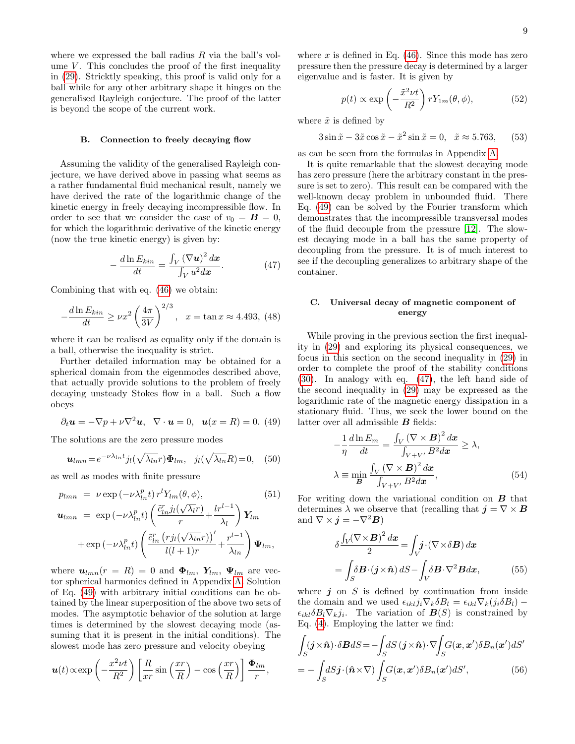where we expressed the ball radius $R$ via the ball's volume $V$. This concludes the proof of the first inequality in (29). Stricktly speaking, this proof is valid only for a ball while for any other arbitrary shape it hinges on the generalised Rayleigh conjecture. The proof of the latter is beyond the scope of the current work.

### B. Connection to freely decaying flow

Assuming the validity of the generalised Rayleigh conjecture, we have derived above in passing what seems as a rather fundamental fluid mechanical result, namely we have derived the rate of the logarithmic change of the kinetic energy in freely decaying incompressible flow. In order to see that we consider the case of $v_0 = \boldsymbol{B} = 0$, for which the logarithmic derivative of the kinetic energy (now the true kinetic energy) is given by:

$$-\frac{d\ln E_{kin}}{dt} = \frac{\int_V (\nabla \boldsymbol{u})^2 d\boldsymbol{x}}{\int_V u^2 d\boldsymbol{x}}. \tag{47}$$

Combining that with eq. (46) we obtain:

$$-\frac{d\ln E_{kin}}{dt} \geq \nu x^2 \left(\frac{4\pi}{3V}\right)^{2/3}, \quad x = \tan x \approx 4.493, \tag{48}$$

where it can be realised as equality only if the domain is a ball, otherwise the inequality is strict.

Further detailed information may be obtained for a spherical domain from the eigenmodes described above, that actually provide solutions to the problem of freely decaying unsteady Stokes flow in a ball. Such a flow obeys

$$\partial_t \boldsymbol{u} = -\nabla p + \nu \nabla^2 \boldsymbol{u}, \quad \nabla \cdot \boldsymbol{u} = 0, \quad \boldsymbol{u}(x=R) = 0. \tag{49}$$

The solutions are the zero pressure modes

$$\boldsymbol{u}_{lmn} = e^{-\nu\lambda_{ln}t} j_l(\sqrt{\lambda_{ln}}r)\boldsymbol{\Phi}_{lm}, \quad j_l(\sqrt{\lambda_{ln}}R) = 0, \tag{50}$$

as well as modes with finite pressure

$$\begin{aligned} p_{lmn} &= \nu \exp\left(-\nu\lambda_{ln}^p t\right) r^l Y_{lm}(\theta,\phi), \qquad\qquad (51)\\ \boldsymbol{u}_{lmn} &= \exp\left(-\nu\lambda_{ln}^p t\right)\left(\frac{\tilde{c}^r_{ln} j_l(\sqrt{\lambda_l}r)}{r} + \frac{l r^{l-1}}{\lambda_l}\right)\boldsymbol{Y}_{lm} \\ &+ \exp\left(-\nu\lambda_{ln}^p t\right)\left(\frac{\tilde{c}^r_{ln}\left(r j_l(\sqrt{\lambda_{ln}}r)\right)'}{l(l+1)r} + \frac{r^{l-1}}{\lambda_{ln}}\right)\boldsymbol{\Psi}_{lm}, \end{aligned}$$

where $\boldsymbol{u}_{lmn}(r=R) = 0$ and $\boldsymbol{\Phi}_{lm}$, $\boldsymbol{Y}_{lm}$, $\boldsymbol{\Psi}_{lm}$ are vector spherical harmonics defined in Appendix A. Solution of Eq. (49) with arbitrary initial conditions can be obtained by the linear superposition of the above two sets of modes. The asymptotic behavior of the solution at large times is determined by the slowest decaying mode (assuming that it is present in the initial conditions). The slowest mode has zero pressure and velocity obeying

$$\boldsymbol{u}(t) \propto \exp\left(-\frac{x^2\nu t}{R^2}\right)\left[\frac{R}{xr}\sin\left(\frac{xr}{R}\right) - \cos\left(\frac{xr}{R}\right)\right]\frac{\boldsymbol{\Phi}_{lm}}{r},$$

where $x$ is defined in Eq. (46). Since this mode has zero pressure then the pressure decay is determined by a larger eigenvalue and is faster. It is given by

$$p(t) \propto \exp\left(-\frac{\tilde{x}^2\nu t}{R^2}\right) r Y_{1m}(\theta,\phi), \tag{52}$$

where $\tilde{x}$ is defined by

$$3\sin\tilde{x} - 3\tilde{x}\cos\tilde{x} - \tilde{x}^2\sin\tilde{x} = 0, \quad \tilde{x} \approx 5.763, \tag{53}$$

as can be seen from the formulas in Appendix A.

It is quite remarkable that the slowest decaying mode has zero pressure (here the arbitrary constant in the pressure is set to zero). This result can be compared with the well-known decay problem in unbounded fluid. There Eq. (49) can be solved by the Fourier transform which demonstrates that the incompressible transversal modes of the fluid decouple from the pressure [12]. The slowest decaying mode in a ball has the same property of decoupling from the pressure. It is of much interest to see if the decoupling generalizes to arbitrary shape of the container.

### C. Universal decay of magnetic component of energy

While proving in the previous section the first inequality in (29) and exploring its physical consequences, we focus in this section on the second inequality in (29) in order to complete the proof of the stability conditions (30). In analogy with eq. (47), the left hand side of the second inequality in (29) may be expressed as the logarithmic rate of the magnetic energy dissipation in a stationary fluid. Thus, we seek the lower bound on the latter over all admissible $\boldsymbol{B}$ fields:

$$\begin{aligned} -\frac{1}{\eta}\frac{d\ln E_m}{dt} &= \frac{\int_V (\nabla\times\boldsymbol{B})^2 d\boldsymbol{x}}{\int_{V+V'} B^2 d\boldsymbol{x}} \geq \lambda, \\ \lambda &\equiv \min_{\boldsymbol{B}} \frac{\int_V (\nabla\times\boldsymbol{B})^2 d\boldsymbol{x}}{\int_{V+V'} B^2 d\boldsymbol{x}}, \end{aligned} \tag{54}$$

For writing down the variational condition on $\boldsymbol{B}$ that determines $\lambda$ we observe that (recalling that $\boldsymbol{j} = \nabla\times\boldsymbol{B}$ and $\nabla\times\boldsymbol{j} = -\nabla^2\boldsymbol{B}$)

$$\begin{aligned} \delta\frac{\int_V (\nabla\times\boldsymbol{B})^2 d\boldsymbol{x}}{2} &= \int_V \boldsymbol{j}\cdot(\nabla\times\delta\boldsymbol{B})\, d\boldsymbol{x} \\ &= \int_S \delta\boldsymbol{B}\cdot(\boldsymbol{j}\times\hat{\boldsymbol{n}})\, dS - \int_V \delta\boldsymbol{B}\cdot\nabla^2\boldsymbol{B} d\boldsymbol{x}, \end{aligned} \tag{55}$$

where $\boldsymbol{j}$ on $S$ is defined by continuation from inside the domain and we used $\epsilon_{ikl} j_i \nabla_k \delta B_l = \epsilon_{ikl}\nabla_k(j_i\delta B_l) - \epsilon_{ikl}\delta B_l \nabla_k j_i$. The variation of $\boldsymbol{B}(S)$ is constrained by Eq. (4). Employing the latter we find:

$$\begin{aligned} \int_S (\boldsymbol{j}\times\hat{\boldsymbol{n}})\cdot\delta\boldsymbol{B} dS &= -\int_S dS\,(\boldsymbol{j}\times\hat{\boldsymbol{n}})\cdot\nabla\int_S G(\boldsymbol{x},\boldsymbol{x}')\delta B_n(\boldsymbol{x}')dS' \\ &= -\int_S dS \boldsymbol{j}\cdot(\hat{\boldsymbol{n}}\times\nabla)\int_S G(\boldsymbol{x},\boldsymbol{x}')\delta B_n(\boldsymbol{x}')dS', \end{aligned} \tag{56}$$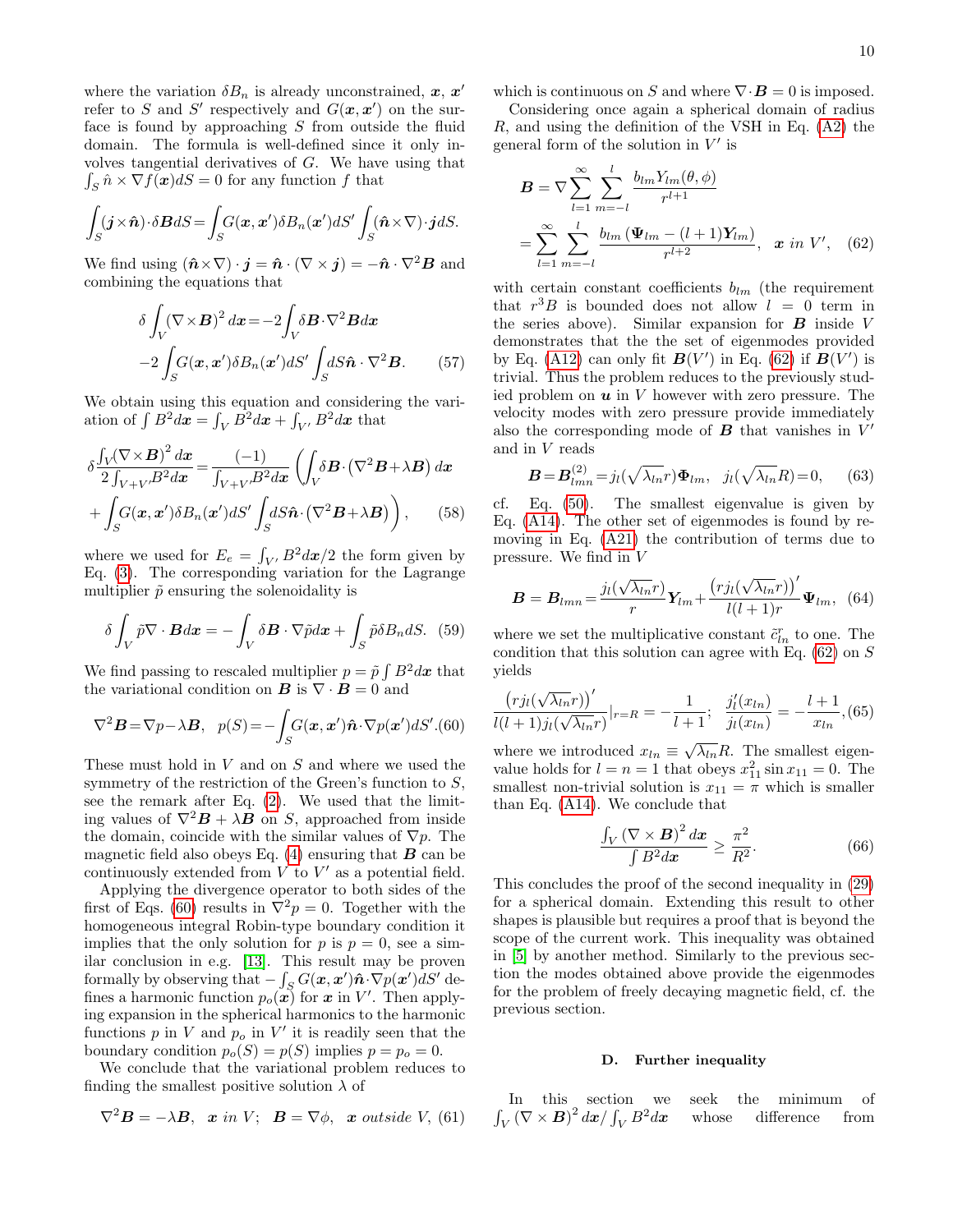where the variation $\delta B_n$ is already unconstrained, $\boldsymbol{x}$, $\boldsymbol{x}'$ refer to $S$ and $S'$ respectively and $G(\boldsymbol{x},\boldsymbol{x}')$ on the surface is found by approaching $S$ from outside the fluid domain. The formula is well-defined since it only involves tangential derivatives of $G$. We have using that $\int_S \hat{n}\times\nabla f(\boldsymbol{x})dS=0$ for any function $f$ that

$$\int_S (\boldsymbol{j}\times\hat{\boldsymbol{n}})\cdot\delta\boldsymbol{B}dS=\int_S G(\boldsymbol{x},\boldsymbol{x}')\delta B_n(\boldsymbol{x}')dS'\int_S(\hat{\boldsymbol{n}}\times\nabla)\cdot\boldsymbol{j}dS.$$

We find using $(\hat{\boldsymbol{n}}\times\nabla)\cdot\boldsymbol{j}=\hat{\boldsymbol{n}}\cdot(\nabla\times\boldsymbol{j})=-\hat{\boldsymbol{n}}\cdot\nabla^2\boldsymbol{B}$ and combining the equations that

$$\delta\int_V(\nabla\times\boldsymbol{B})^2\,d\boldsymbol{x}=-2\int_V\delta\boldsymbol{B}\cdot\nabla^2\boldsymbol{B}d\boldsymbol{x}\\ -2\int_S G(\boldsymbol{x},\boldsymbol{x}')\delta B_n(\boldsymbol{x}')dS'\int_S dS\hat{\boldsymbol{n}}\cdot\nabla^2\boldsymbol{B}. \quad (57)$$

We obtain using this equation and considering the variation of $\int B^2 d\boldsymbol{x}=\int_V B^2d\boldsymbol{x}+\int_{V'}B^2d\boldsymbol{x}$ that

$$\delta\frac{\int_V(\nabla\times\boldsymbol{B})^2\,d\boldsymbol{x}}{2\int_{V+V'}B^2d\boldsymbol{x}}=\frac{(-1)}{\int_{V+V'}B^2d\boldsymbol{x}}\left(\int_V\delta\boldsymbol{B}\cdot\left(\nabla^2\boldsymbol{B}+\lambda\boldsymbol{B}\right)d\boldsymbol{x}\right.\\ \left.+\int_S G(\boldsymbol{x},\boldsymbol{x}')\delta B_n(\boldsymbol{x}')dS'\int_S dS\hat{\boldsymbol{n}}\cdot\left(\nabla^2\boldsymbol{B}+\lambda\boldsymbol{B}\right)\right), \quad (58)$$

where we used for $E_e=\int_{V'}B^2d\boldsymbol{x}/2$ the form given by Eq. (3). The corresponding variation for the Lagrange multiplier $\tilde{p}$ ensuring the solenoidality is

$$\delta\int_V\tilde{p}\nabla\cdot\boldsymbol{B}d\boldsymbol{x}=-\int_V\delta\boldsymbol{B}\cdot\nabla\tilde{p}d\boldsymbol{x}+\int_S\tilde{p}\delta B_ndS. \quad (59)$$

We find passing to rescaled multiplier $p=\tilde{p}\int B^2d\boldsymbol{x}$ that the variational condition on $\boldsymbol{B}$ is $\nabla\cdot\boldsymbol{B}=0$ and

$$\nabla^2\boldsymbol{B}=\nabla p-\lambda\boldsymbol{B},\ \ p(S)=-\int_S G(\boldsymbol{x},\boldsymbol{x}')\hat{\boldsymbol{n}}\cdot\nabla p(\boldsymbol{x}')dS'. \quad (60)$$

These must hold in $V$ and on $S$ and where we used the symmetry of the restriction of the Green's function to $S$, see the remark after Eq. (2). We used that the limiting values of $\nabla^2\boldsymbol{B}+\lambda\boldsymbol{B}$ on $S$, approached from inside the domain, coincide with the similar values of $\nabla p$. The magnetic field also obeys Eq. (4) ensuring that $\boldsymbol{B}$ can be continuously extended from $V$ to $V'$ as a potential field.

Applying the divergence operator to both sides of the first of Eqs. (60) results in $\nabla^2p=0$. Together with the homogeneous integral Robin-type boundary condition it implies that the only solution for $p$ is $p=0$, see a similar conclusion in e.g. [13]. This result may be proven formally by observing that $-\int_S G(\boldsymbol{x},\boldsymbol{x}')\hat{\boldsymbol{n}}\cdot\nabla p(\boldsymbol{x}')dS'$ defines a harmonic function $p_o(\boldsymbol{x})$ for $\boldsymbol{x}$ in $V'$. Then applying expansion in the spherical harmonics to the harmonic functions $p$ in $V$ and $p_o$ in $V'$ it is readily seen that the boundary condition $p_o(S)=p(S)$ implies $p=p_o=0$.

We conclude that the variational problem reduces to finding the smallest positive solution $\lambda$ of

$$\nabla^2\boldsymbol{B}=-\lambda\boldsymbol{B},\ \ \boldsymbol{x}\ in\ V;\ \ \boldsymbol{B}=\nabla\phi,\ \ \boldsymbol{x}\ outside\ V, \quad (61)$$

which is continuous on $S$ and where $\nabla\cdot\boldsymbol{B}=0$ is imposed.

Considering once again a spherical domain of radius $R$, and using the definition of the VSH in Eq. (A2) the general form of the solution in $V'$ is

$$\boldsymbol{B}=\nabla\sum_{l=1}^{\infty}\sum_{m=-l}^{l}\frac{b_{lm}Y_{lm}(\theta,\phi)}{r^{l+1}}\\ =\sum_{l=1}^{\infty}\sum_{m=-l}^{l}\frac{b_{lm}\left(\boldsymbol{\Psi}_{lm}-(l+1)\boldsymbol{Y}_{lm}\right)}{r^{l+2}},\ \ \boldsymbol{x}\ in\ V', \quad (62)$$

with certain constant coefficients $b_{lm}$ (the requirement that $r^3B$ is bounded does not allow $l=0$ term in the series above). Similar expansion for $\boldsymbol{B}$ inside $V$ demonstrates that the the set of eigenmodes provided by Eq. (A12) can only fit $\boldsymbol{B}(V')$ in Eq. (62) if $\boldsymbol{B}(V')$ is trivial. Thus the problem reduces to the previously studied problem on $\boldsymbol{u}$ in $V$ however with zero pressure. The velocity modes with zero pressure provide immediately also the corresponding mode of $\boldsymbol{B}$ that vanishes in $V'$ and in $V$ reads

$$\boldsymbol{B}=\boldsymbol{B}_{lmn}^{(2)}=j_l(\sqrt{\lambda_{ln}}r)\boldsymbol{\Phi}_{lm},\ \ j_l(\sqrt{\lambda_{ln}}R)=0, \quad (63)$$

cf. Eq. (50). The smallest eigenvalue is given by Eq. (A14). The other set of eigenmodes is found by removing in Eq. (A21) the contribution of terms due to pressure. We find in $V$

$$\boldsymbol{B}=\boldsymbol{B}_{lmn}=\frac{j_l(\sqrt{\lambda_{ln}}r)}{r}\boldsymbol{Y}_{lm}+\frac{\left(rj_l(\sqrt{\lambda_{ln}}r)\right)'}{l(l+1)r}\boldsymbol{\Psi}_{lm}, \quad (64)$$

where we set the multiplicative constant $\tilde{c}_{ln}^r$ to one. The condition that this solution can agree with Eq. (62) on $S$ yields

$$\frac{\left(rj_l(\sqrt{\lambda_{ln}}r)\right)'}{l(l+1)j_l(\sqrt{\lambda_{ln}}r)}|_{r=R}=-\frac{1}{l+1};\ \ \frac{j_l'(x_{ln})}{j_l(x_{ln})}=-\frac{l+1}{x_{ln}}, \quad (65)$$

where we introduced $x_{ln}\equiv\sqrt{\lambda_{ln}}R$. The smallest eigenvalue holds for $l=n=1$ that obeys $x_{11}^2\sin x_{11}=0$. The smallest non-trivial solution is $x_{11}=\pi$ which is smaller than Eq. (A14). We conclude that

$$\frac{\int_V\left(\nabla\times\boldsymbol{B}\right)^2d\boldsymbol{x}}{\int B^2d\boldsymbol{x}}\geq\frac{\pi^2}{R^2}. \quad (66)$$

This concludes the proof of the second inequality in (29) for a spherical domain. Extending this result to other shapes is plausible but requires a proof that is beyond the scope of the current work. This inequality was obtained in [5] by another method. Similarly to the previous section the modes obtained above provide the eigenmodes for the problem of freely decaying magnetic field, cf. the previous section.

### D. Further inequality

In this section we seek the minimum of $\int_V\left(\nabla\times\boldsymbol{B}\right)^2d\boldsymbol{x}/\int_V B^2d\boldsymbol{x}$ whose difference from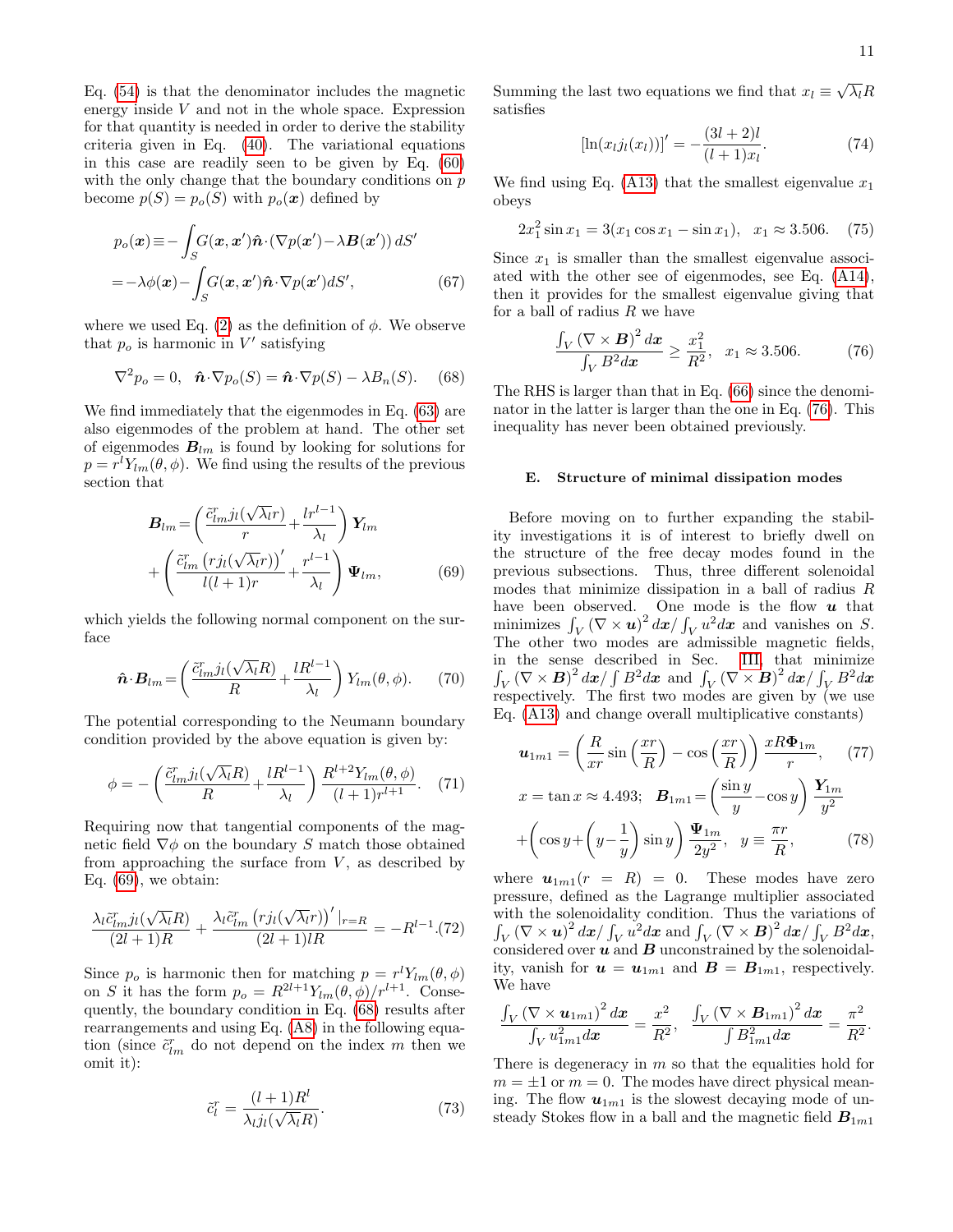Eq. (54) is that the denominator includes the magnetic energy inside $V$ and not in the whole space. Expression for that quantity is needed in order to derive the stability criteria given in Eq. (40). The variational equations in this case are readily seen to be given by Eq. (60) with the only change that the boundary conditions on $p$ become $p(S)=p_o(S)$ with $p_o(\boldsymbol{x})$ defined by

$$
\begin{aligned}
p_o(\boldsymbol{x}) &\equiv -\int_S G(\boldsymbol{x},\boldsymbol{x}')\hat{\boldsymbol{n}}\cdot(\nabla p(\boldsymbol{x}')-\lambda \boldsymbol{B}(\boldsymbol{x}'))\, dS' \\
&= -\lambda\phi(\boldsymbol{x}) - \int_S G(\boldsymbol{x},\boldsymbol{x}')\hat{\boldsymbol{n}}\cdot\nabla p(\boldsymbol{x}')dS', \qquad (67)
\end{aligned}
$$

where we used Eq. (2) as the definition of $\phi$. We observe that $p_o$ is harmonic in $V'$ satisfying

$$
\nabla^2 p_o = 0, \quad \hat{\boldsymbol{n}}\cdot\nabla p_o(S) = \hat{\boldsymbol{n}}\cdot\nabla p(S) - \lambda B_n(S). \qquad (68)
$$

We find immediately that the eigenmodes in Eq. (63) are also eigenmodes of the problem at hand. The other set of eigenmodes $\boldsymbol{B}_{lm}$ is found by looking for solutions for $p=r^l Y_{lm}(\theta,\phi)$. We find using the results of the previous section that

$$
\begin{aligned}
\boldsymbol{B}_{lm} &= \left(\frac{\tilde{c}^r_{lm} j_l(\sqrt{\lambda_l}r)}{r} + \frac{l r^{l-1}}{\lambda_l}\right)\boldsymbol{Y}_{lm} \\
&+ \left(\frac{\tilde{c}^r_{lm}\left(r j_l(\sqrt{\lambda_l}r)\right)'}{l(l+1)r} + \frac{r^{l-1}}{\lambda_l}\right)\boldsymbol{\Psi}_{lm}, \qquad (69)
\end{aligned}
$$

which yields the following normal component on the surface

$$
\hat{\boldsymbol{n}}\cdot\boldsymbol{B}_{lm} = \left(\frac{\tilde{c}^r_{lm} j_l(\sqrt{\lambda_l}R)}{R} + \frac{l R^{l-1}}{\lambda_l}\right) Y_{lm}(\theta,\phi). \qquad (70)
$$

The potential corresponding to the Neumann boundary condition provided by the above equation is given by:

$$
\phi = -\left(\frac{\tilde{c}^r_{lm} j_l(\sqrt{\lambda_l}R)}{R} + \frac{l R^{l-1}}{\lambda_l}\right)\frac{R^{l+2}Y_{lm}(\theta,\phi)}{(l+1)r^{l+1}}. \qquad (71)
$$

Requiring now that tangential components of the magnetic field $\nabla\phi$ on the boundary $S$ match those obtained from approaching the surface from $V$, as described by Eq. (69), we obtain:

$$
\frac{\lambda_l \tilde{c}^r_{lm} j_l(\sqrt{\lambda_l}R)}{(2l+1)R} + \frac{\lambda_l \tilde{c}^r_{lm}\left(r j_l(\sqrt{\lambda_l}r)\right)'|_{r=R}}{(2l+1)lR} = -R^{l-1}. \qquad (72)
$$

Since $p_o$ is harmonic then for matching $p=r^l Y_{lm}(\theta,\phi)$ on $S$ it has the form $p_o = R^{2l+1}Y_{lm}(\theta,\phi)/r^{l+1}$. Consequently, the boundary condition in Eq. (68) results after rearrangements and using Eq. (A8) in the following equation (since $\tilde{c}^r_{lm}$ do not depend on the index $m$ then we omit it):

$$
\tilde{c}^r_l = \frac{(l+1)R^l}{\lambda_l j_l(\sqrt{\lambda_l}R)}. \qquad (73)
$$

Summing the last two equations we find that $x_l \equiv \sqrt{\lambda_l}R$ satisfies

$$
\left[\ln(x_l j_l(x_l))\right]' = -\frac{(3l+2)l}{(l+1)x_l}. \qquad (74)
$$

We find using Eq. (A13) that the smallest eigenvalue $x_1$ obeys

$$
2x_1^2 \sin x_1 = 3(x_1\cos x_1 - \sin x_1), \quad x_1 \approx 3.506. \qquad (75)
$$

Since $x_1$ is smaller than the smallest eigenvalue associated with the other see of eigenmodes, see Eq. (A14), then it provides for the smallest eigenvalue giving that for a ball of radius $R$ we have

$$
\frac{\int_V (\nabla\times\boldsymbol{B})^2\, d\boldsymbol{x}}{\int_V B^2 d\boldsymbol{x}} \geq \frac{x_1^2}{R^2}, \quad x_1 \approx 3.506. \qquad (76)
$$

The RHS is larger than that in Eq. (66) since the denominator in the latter is larger than the one in Eq. (76). This inequality has never been obtained previously.

### E. Structure of minimal dissipation modes

Before moving on to further expanding the stability investigations it is of interest to briefly dwell on the structure of the free decay modes found in the previous subsections. Thus, three different solenoidal modes that minimize dissipation in a ball of radius $R$ have been observed. One mode is the flow $\boldsymbol{u}$ that minimizes $\int_V (\nabla\times\boldsymbol{u})^2 d\boldsymbol{x}/\int_V u^2 d\boldsymbol{x}$ and vanishes on $S$. The other two modes are admissible magnetic fields, in the sense described in Sec. III, that minimize $\int_V (\nabla\times\boldsymbol{B})^2 d\boldsymbol{x}/\int B^2 d\boldsymbol{x}$ and $\int_V (\nabla\times\boldsymbol{B})^2 d\boldsymbol{x}/\int_V B^2 d\boldsymbol{x}$ respectively. The first two modes are given by (we use Eq. (A13) and change overall multiplicative constants)

$$
\boldsymbol{u}_{1m1} = \left(\frac{R}{xr}\sin\left(\frac{xr}{R}\right) - \cos\left(\frac{xr}{R}\right)\right)\frac{xR\boldsymbol{\Phi}_{1m}}{r}, \qquad (77)
$$

$$
\begin{aligned}
x = \tan x \approx 4.493; \quad \boldsymbol{B}_{1m1} &= \left(\frac{\sin y}{y} - \cos y\right)\frac{\boldsymbol{Y}_{1m}}{y^2} \\
&+ \left(\cos y + \left(y - \frac{1}{y}\right)\sin y\right)\frac{\boldsymbol{\Psi}_{1m}}{2y^2}, \quad y \equiv \frac{\pi r}{R}, \qquad (78)
\end{aligned}
$$

where $\boldsymbol{u}_{1m1}(r=R)=0$. These modes have zero pressure, defined as the Lagrange multiplier associated with the solenoidality condition. Thus the variations of $\int_V (\nabla\times\boldsymbol{u})^2 d\boldsymbol{x}/\int_V u^2 d\boldsymbol{x}$ and $\int_V (\nabla\times\boldsymbol{B})^2 d\boldsymbol{x}/\int_V B^2 d\boldsymbol{x}$, considered over $\boldsymbol{u}$ and $\boldsymbol{B}$ unconstrained by the solenoidality, vanish for $\boldsymbol{u}=\boldsymbol{u}_{1m1}$ and $\boldsymbol{B}=\boldsymbol{B}_{1m1}$, respectively. We have

$$
\frac{\int_V (\nabla\times\boldsymbol{u}_{1m1})^2\, d\boldsymbol{x}}{\int_V u_{1m1}^2 d\boldsymbol{x}} = \frac{x^2}{R^2}, \quad \frac{\int_V (\nabla\times\boldsymbol{B}_{1m1})^2\, d\boldsymbol{x}}{\int B_{1m1}^2 d\boldsymbol{x}} = \frac{\pi^2}{R^2}.
$$

There is degeneracy in $m$ so that the equalities hold for $m=\pm 1$ or $m=0$. The modes have direct physical meaning. The flow $\boldsymbol{u}_{1m1}$ is the slowest decaying mode of unsteady Stokes flow in a ball and the magnetic field $\boldsymbol{B}_{1m1}$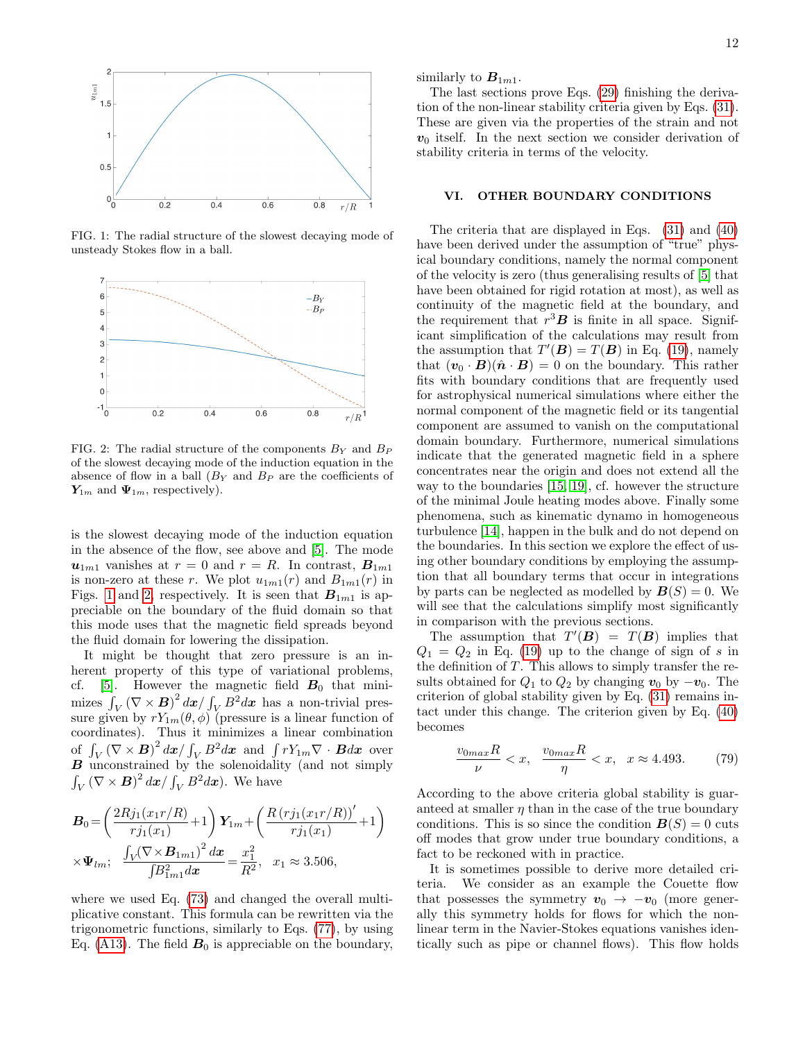$u_{1m1}$

2

1.5

1

0.5

0

0 0.2 0.4 0.6 0.8 $r/R$ 1

FIG. 1: The radial structure of the slowest decaying mode of unsteady Stokes flow in a ball.

7

6

5

4

3

2

1

0

-1

0 0.2 0.4 0.6 0.8 $r/R$ 1

$B_Y$

$B_P$

FIG. 2: The radial structure of the components $B_Y$ and $B_P$ of the slowest decaying mode of the induction equation in the absence of flow in a ball ($B_Y$ and $B_P$ are the coefficients of $\boldsymbol{Y}_{1m}$ and $\boldsymbol{\Psi}_{1m}$, respectively).

is the slowest decaying mode of the induction equation in the absence of the flow, see above and [5]. The mode $\boldsymbol{u}_{1m1}$ vanishes at $r=0$ and $r=R$. In contrast, $\boldsymbol{B}_{1m1}$ is non-zero at these $r$. We plot $u_{1m1}(r)$ and $B_{1m1}(r)$ in Figs. 1 and 2, respectively. It is seen that $\boldsymbol{B}_{1m1}$ is appreciable on the boundary of the fluid domain so that this mode uses that the magnetic field spreads beyond the fluid domain for lowering the dissipation.

It might be thought that zero pressure is an inherent property of this type of variational problems, cf. [5]. However the magnetic field $\boldsymbol{B}_0$ that minimizes $\int_V (\nabla\times\boldsymbol{B})^2 d\boldsymbol{x}/\int_V B^2 d\boldsymbol{x}$ has a non-trivial pressure given by $rY_{1m}(\theta,\phi)$ (pressure is a linear function of coordinates). Thus it minimizes a linear combination of $\int_V (\nabla\times\boldsymbol{B})^2 d\boldsymbol{x}/\int_V B^2 d\boldsymbol{x}$ and $\int rY_{1m}\nabla\cdot\boldsymbol{B}d\boldsymbol{x}$ over $\boldsymbol{B}$ unconstrained by the solenoidality (and not simply $\int_V (\nabla\times\boldsymbol{B})^2 d\boldsymbol{x}/\int_V B^2 d\boldsymbol{x}$). We have

$$\boldsymbol{B}_0=\left(\frac{2Rj_1(x_1r/R)}{rj_1(x_1)}+1\right)\boldsymbol{Y}_{1m}+\left(\frac{R\left(rj_1(x_1r/R)\right)'}{rj_1(x_1)}+1\right)$$
$$\times\boldsymbol{\Psi}_{lm};\quad \frac{\int_V(\nabla\times\boldsymbol{B}_{1m1})^2 d\boldsymbol{x}}{\int B_{1m1}^2 d\boldsymbol{x}}=\frac{x_1^2}{R^2},\quad x_1\approx 3.506,$$

where we used Eq. (73) and changed the overall multiplicative constant. This formula can be rewritten via the trigonometric functions, similarly to Eqs. (77), by using Eq. (A13). The field $\boldsymbol{B}_0$ is appreciable on the boundary, similarly to $\boldsymbol{B}_{1m1}$.

The last sections prove Eqs. (29) finishing the derivation of the non-linear stability criteria given by Eqs. (31). These are given via the properties of the strain and not $\boldsymbol{v}_0$ itself. In the next section we consider derivation of stability criteria in terms of the velocity.

## VI. OTHER BOUNDARY CONDITIONS

The criteria that are displayed in Eqs. (31) and (40) have been derived under the assumption of "true" physical boundary conditions, namely the normal component of the velocity is zero (thus generalising results of [5] that have been obtained for rigid rotation at most), as well as continuity of the magnetic field at the boundary, and the requirement that $r^3\boldsymbol{B}$ is finite in all space. Significant simplification of the calculations may result from the assumption that $T'(\boldsymbol{B})=T(\boldsymbol{B})$ in Eq. (19), namely that $(\boldsymbol{v}_0\cdot\boldsymbol{B})(\hat{\boldsymbol{n}}\cdot\boldsymbol{B})=0$ on the boundary. This rather fits with boundary conditions that are frequently used for astrophysical numerical simulations where either the normal component of the magnetic field or its tangential component are assumed to vanish on the computational domain boundary. Furthermore, numerical simulations indicate that the generated magnetic field in a sphere concentrates near the origin and does not extend all the way to the boundaries [15, 19], cf. however the structure of the minimal Joule heating modes above. Finally some phenomena, such as kinematic dynamo in homogeneous turbulence [14], happen in the bulk and do not depend on the boundaries. In this section we explore the effect of using other boundary conditions by employing the assumption that all boundary terms that occur in integrations by parts can be neglected as modelled by $\boldsymbol{B}(S)=0$. We will see that the calculations simplify most significantly in comparison with the previous sections.

The assumption that $T'(\boldsymbol{B})=T(\boldsymbol{B})$ implies that $Q_1=Q_2$ in Eq. (19) up to the change of sign of $s$ in the definition of $T$. This allows to simply transfer the results obtained for $Q_1$ to $Q_2$ by changing $\boldsymbol{v}_0$ by $-\boldsymbol{v}_0$. The criterion of global stability given by Eq. (31) remains intact under this change. The criterion given by Eq. (40) becomes

$$\frac{v_{0max}R}{\nu}<x,\quad \frac{v_{0max}R}{\eta}<x,\quad x\approx 4.493. \tag{79}$$

According to the above criteria global stability is guaranteed at smaller $\eta$ than in the case of the true boundary conditions. This is so since the condition $\boldsymbol{B}(S)=0$ cuts off modes that grow under true boundary conditions, a fact to be reckoned with in practice.

It is sometimes possible to derive more detailed criteria. We consider as an example the Couette flow that possesses the symmetry $\boldsymbol{v}_0\to-\boldsymbol{v}_0$ (more generally this symmetry holds for flows for which the nonlinear term in the Navier-Stokes equations vanishes identically such as pipe or channel flows). This flow holds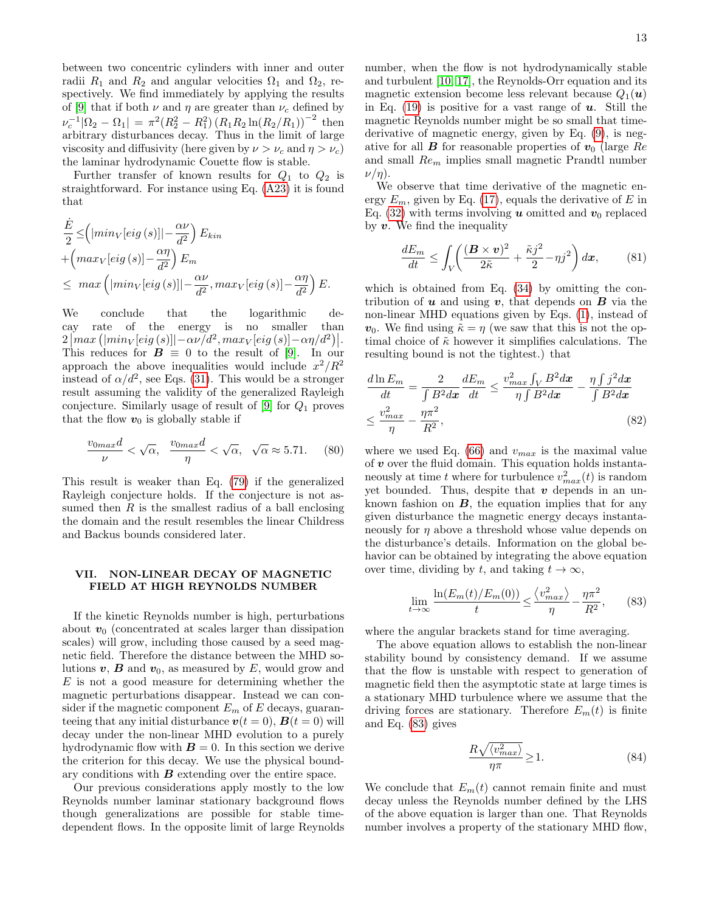between two concentric cylinders with inner and outer radii $R_1$ and $R_2$ and angular velocities $\Omega_1$ and $\Omega_2$, respectively. We find immediately by applying the results of [9] that if both $\nu$ and $\eta$ are greater than $\nu_c$ defined by $\nu_c^{-1}|\Omega_2 - \Omega_1| = \pi^2(R_2^2 - R_1^2)\left(R_1 R_2 \ln(R_2/R_1)\right)^{-2}$ then arbitrary disturbances decay. Thus in the limit of large viscosity and diffusivity (here given by $\nu > \nu_c$ and $\eta > \nu_c$) the laminar hydrodynamic Couette flow is stable.

Further transfer of known results for $Q_1$ to $Q_2$ is straightforward. For instance using Eq. (A23) it is found that

$$
\begin{aligned}
&\frac{\dot{E}}{2} \leq \left(|min_V[eig\,(s)]| - \frac{\alpha\nu}{d^2}\right) E_{kin} \\
&+ \left(max_V[eig\,(s)] - \frac{\alpha\eta}{d^2}\right) E_m \\
&\leq\ max\left(|min_V[eig\,(s)]| - \frac{\alpha\nu}{d^2}, max_V[eig\,(s)] - \frac{\alpha\eta}{d^2}\right) E.
\end{aligned}
$$

We conclude that the logarithmic decay rate of the energy is no smaller than $2\left|max\left(|min_V[eig\,(s)]| - \alpha\nu/d^2, max_V[eig\,(s)] - \alpha\eta/d^2\right)\right|$. This reduces for $\boldsymbol{B} \equiv 0$ to the result of [9]. In our approach the above inequalities would include $x^2/R^2$ instead of $\alpha/d^2$, see Eqs. (31). This would be a stronger result assuming the validity of the generalized Rayleigh conjecture. Similarly usage of result of [9] for $Q_1$ proves that the flow $\boldsymbol{v}_0$ is globally stable if

$$
\frac{v_{0max} d}{\nu} < \sqrt{\alpha}, \quad \frac{v_{0max} d}{\eta} < \sqrt{\alpha}, \quad \sqrt{\alpha} \approx 5.71. \qquad (80)
$$

This result is weaker than Eq. (79) if the generalized Rayleigh conjecture holds. If the conjecture is not assumed then $R$ is the smallest radius of a ball enclosing the domain and the result resembles the linear Childress and Backus bounds considered later.

## VII. NON-LINEAR DECAY OF MAGNETIC FIELD AT HIGH REYNOLDS NUMBER

If the kinetic Reynolds number is high, perturbations about $\boldsymbol{v}_0$ (concentrated at scales larger than dissipation scales) will grow, including those caused by a seed magnetic field. Therefore the distance between the MHD solutions $\boldsymbol{v}$, $\boldsymbol{B}$ and $\boldsymbol{v}_0$, as measured by $E$, would grow and $E$ is not a good measure for determining whether the magnetic perturbations disappear. Instead we can consider if the magnetic component $E_m$ of $E$ decays, guaranteeing that any initial disturbance $\boldsymbol{v}(t=0)$, $\boldsymbol{B}(t=0)$ will decay under the non-linear MHD evolution to a purely hydrodynamic flow with $\boldsymbol{B} = 0$. In this section we derive the criterion for this decay. We use the physical boundary conditions with $\boldsymbol{B}$ extending over the entire space.

Our previous considerations apply mostly to the low Reynolds number laminar stationary background flows though generalizations are possible for stable time-dependent flows. In the opposite limit of large Reynolds number, when the flow is not hydrodynamically stable and turbulent [10, 17], the Reynolds-Orr equation and its magnetic extension become less relevant because $Q_1(\boldsymbol{u})$ in Eq. (19) is positive for a vast range of $\boldsymbol{u}$. Still the magnetic Reynolds number might be so small that time-derivative of magnetic energy, given by Eq. (9), is negative for all $\boldsymbol{B}$ for reasonable properties of $\boldsymbol{v}_0$ (large $Re$ and small $Re_m$ implies small magnetic Prandtl number $\nu/\eta$).

We observe that time derivative of the magnetic energy $E_m$, given by Eq. (17), equals the derivative of $E$ in Eq. (32) with terms involving $\boldsymbol{u}$ omitted and $\boldsymbol{v}_0$ replaced by $\boldsymbol{v}$. We find the inequality

$$
\frac{dE_m}{dt} \leq \int_V \left(\frac{(\boldsymbol{B}\times\boldsymbol{v})^2}{2\tilde{\kappa}} + \frac{\tilde{\kappa} j^2}{2} - \eta j^2\right) d\boldsymbol{x}, \qquad (81)
$$

which is obtained from Eq. (34) by omitting the contribution of $\boldsymbol{u}$ and using $\boldsymbol{v}$, that depends on $\boldsymbol{B}$ via the non-linear MHD equations given by Eqs. (1), instead of $\boldsymbol{v}_0$. We find using $\tilde{\kappa} = \eta$ (we saw that this is not the optimal choice of $\tilde{\kappa}$ however it simplifies calculations. The resulting bound is not the tightest.) that

$$
\begin{aligned}
&\frac{d\ln E_m}{dt} = \frac{2}{\int B^2 d\boldsymbol{x}} \frac{dE_m}{dt} \leq \frac{v_{max}^2 \int_V B^2 d\boldsymbol{x}}{\eta \int B^2 d\boldsymbol{x}} - \frac{\eta \int j^2 d\boldsymbol{x}}{\int B^2 d\boldsymbol{x}} \\
&\leq \frac{v_{max}^2}{\eta} - \frac{\eta\pi^2}{R^2},
\end{aligned} \qquad (82)
$$

where we used Eq. (66) and $v_{max}$ is the maximal value of $\boldsymbol{v}$ over the fluid domain. This equation holds instantaneously at time $t$ where for turbulence $v_{max}^2(t)$ is random yet bounded. Thus, despite that $\boldsymbol{v}$ depends in an unknown fashion on $\boldsymbol{B}$, the equation implies that for any given disturbance the magnetic energy decays instantaneously for $\eta$ above a threshold whose value depends on the disturbance's details. Information on the global behavior can be obtained by integrating the above equation over time, dividing by $t$, and taking $t \to \infty$,

$$
\lim_{t\to\infty} \frac{\ln(E_m(t)/E_m(0))}{t} \leq \frac{\langle v_{max}^2\rangle}{\eta} - \frac{\eta\pi^2}{R^2}, \qquad (83)
$$

where the angular brackets stand for time averaging.

The above equation allows to establish the non-linear stability bound by consistency demand. If we assume that the flow is unstable with respect to generation of magnetic field then the asymptotic state at large times is a stationary MHD turbulence where we assume that the driving forces are stationary. Therefore $E_m(t)$ is finite and Eq. (83) gives

$$
\frac{R\sqrt{\langle v_{max}^2\rangle}}{\eta\pi} \geq 1. \qquad (84)
$$

We conclude that $E_m(t)$ cannot remain finite and must decay unless the Reynolds number defined by the LHS of the above equation is larger than one. That Reynolds number involves a property of the stationary MHD flow,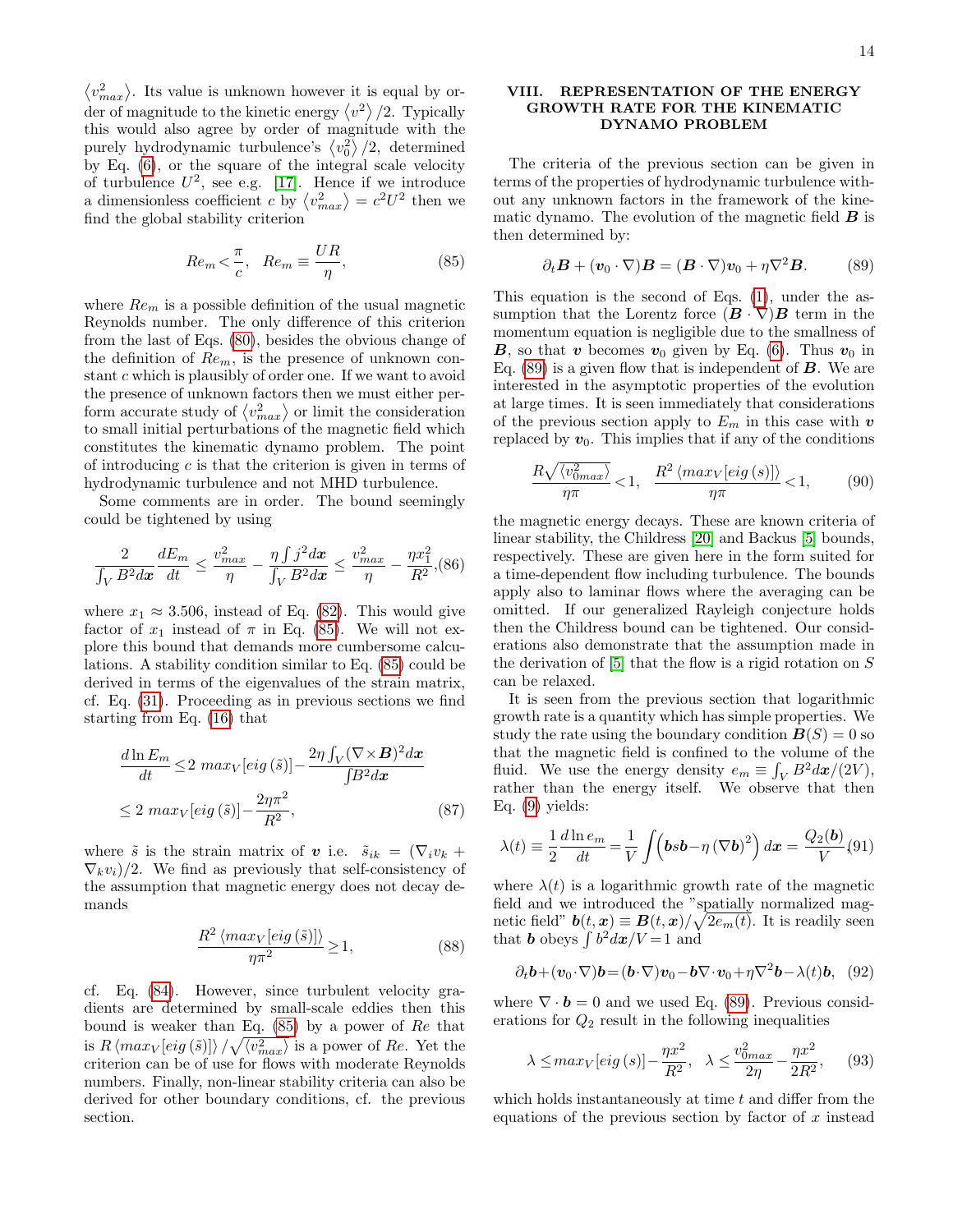$\langle v_{max}^2\rangle$. Its value is unknown however it is equal by order of magnitude to the kinetic energy $\langle v^2\rangle/2$. Typically this would also agree by order of magnitude with the purely hydrodynamic turbulence's $\langle v_0^2\rangle/2$, determined by Eq. (6), or the square of the integral scale velocity of turbulence $U^2$, see e.g. [17]. Hence if we introduce a dimensionless coefficient $c$ by $\langle v_{max}^2\rangle = c^2U^2$ then we find the global stability criterion

$$Re_m < \frac{\pi}{c}, \quad Re_m \equiv \frac{UR}{\eta}, \tag{85}$$

where $Re_m$ is a possible definition of the usual magnetic Reynolds number. The only difference of this criterion from the last of Eqs. (80), besides the obvious change of the definition of $Re_m$, is the presence of unknown constant $c$ which is plausibly of order one. If we want to avoid the presence of unknown factors then we must either perform accurate study of $\langle v_{max}^2\rangle$ or limit the consideration to small initial perturbations of the magnetic field which constitutes the kinematic dynamo problem. The point of introducing $c$ is that the criterion is given in terms of hydrodynamic turbulence and not MHD turbulence.

Some comments are in order. The bound seemingly could be tightened by using

$$\frac{2}{\int_V B^2 d\boldsymbol{x}}\frac{dE_m}{dt} \leq \frac{v_{max}^2}{\eta} - \frac{\eta\int j^2 d\boldsymbol{x}}{\int_V B^2 d\boldsymbol{x}} \leq \frac{v_{max}^2}{\eta} - \frac{\eta x_1^2}{R^2}, \tag{86}$$

where $x_1 \approx 3.506$, instead of Eq. (82). This would give factor of $x_1$ instead of $\pi$ in Eq. (85). We will not explore this bound that demands more cumbersome calculations. A stability condition similar to Eq. (85) could be derived in terms of the eigenvalues of the strain matrix, cf. Eq. (31). Proceeding as in previous sections we find starting from Eq. (16) that

$$\frac{d\ln E_m}{dt} \leq 2\ max_V[eig\,(\tilde{s})] - \frac{2\eta\int_V(\nabla\times\boldsymbol{B})^2 d\boldsymbol{x}}{\int B^2 d\boldsymbol{x}} \leq 2\ max_V[eig\,(\tilde{s})] - \frac{2\eta\pi^2}{R^2}, \tag{87}$$

where $\tilde{s}$ is the strain matrix of $\boldsymbol{v}$ i.e. $\tilde{s}_{ik} = (\nabla_i v_k + \nabla_k v_i)/2$. We find as previously that self-consistency of the assumption that magnetic energy does not decay demands

$$\frac{R^2\langle max_V[eig\,(\tilde{s})]\rangle}{\eta\pi^2} \geq 1, \tag{88}$$

cf. Eq. (84). However, since turbulent velocity gradients are determined by small-scale eddies then this bound is weaker than Eq. (85) by a power of $Re$ that is $R\langle max_V[eig\,(\tilde{s})]\rangle/\sqrt{\langle v_{max}^2\rangle}$ is a power of $Re$. Yet the criterion can be of use for flows with moderate Reynolds numbers. Finally, non-linear stability criteria can also be derived for other boundary conditions, cf. the previous section.

## VIII. REPRESENTATION OF THE ENERGY GROWTH RATE FOR THE KINEMATIC DYNAMO PROBLEM

The criteria of the previous section can be given in terms of the properties of hydrodynamic turbulence without any unknown factors in the framework of the kinematic dynamo. The evolution of the magnetic field $\boldsymbol{B}$ is then determined by:

$$\partial_t\boldsymbol{B} + (\boldsymbol{v}_0\cdot\nabla)\boldsymbol{B} = (\boldsymbol{B}\cdot\nabla)\boldsymbol{v}_0 + \eta\nabla^2\boldsymbol{B}. \tag{89}$$

This equation is the second of Eqs. (1), under the assumption that the Lorentz force $(\boldsymbol{B}\cdot\nabla)\boldsymbol{B}$ term in the momentum equation is negligible due to the smallness of $\boldsymbol{B}$, so that $\boldsymbol{v}$ becomes $\boldsymbol{v}_0$ given by Eq. (6). Thus $\boldsymbol{v}_0$ in Eq. (89) is a given flow that is independent of $\boldsymbol{B}$. We are interested in the asymptotic properties of the evolution at large times. It is seen immediately that considerations of the previous section apply to $E_m$ in this case with $\boldsymbol{v}$ replaced by $\boldsymbol{v}_0$. This implies that if any of the conditions

$$\frac{R\sqrt{\langle v_{0max}^2\rangle}}{\eta\pi} < 1, \quad \frac{R^2\langle max_V[eig\,(s)]\rangle}{\eta\pi} < 1, \tag{90}$$

the magnetic energy decays. These are known criteria of linear stability, the Childress [20] and Backus [5] bounds, respectively. These are given here in the form suited for a time-dependent flow including turbulence. The bounds apply also to laminar flows where the averaging can be omitted. If our generalized Rayleigh conjecture holds then the Childress bound can be tightened. Our considerations also demonstrate that the assumption made in the derivation of [5] that the flow is a rigid rotation on $S$ can be relaxed.

It is seen from the previous section that logarithmic growth rate is a quantity which has simple properties. We study the rate using the boundary condition $\boldsymbol{B}(S) = 0$ so that the magnetic field is confined to the volume of the fluid. We use the energy density $e_m \equiv \int_V B^2 d\boldsymbol{x}/(2V)$, rather than the energy itself. We observe that then Eq. (9) yields:

$$\lambda(t) \equiv \frac{1}{2}\frac{d\ln e_m}{dt} = \frac{1}{V}\int\left(\boldsymbol{b}s\boldsymbol{b} - \eta\,(\nabla\boldsymbol{b})^2\right)d\boldsymbol{x} = \frac{Q_2(\boldsymbol{b})}{V}, \tag{91}$$

where $\lambda(t)$ is a logarithmic growth rate of the magnetic field and we introduced the "spatially normalized magnetic field" $\boldsymbol{b}(t,\boldsymbol{x}) \equiv \boldsymbol{B}(t,\boldsymbol{x})/\sqrt{2e_m(t)}$. It is readily seen that $\boldsymbol{b}$ obeys $\int b^2 d\boldsymbol{x}/V = 1$ and

$$\partial_t\boldsymbol{b} + (\boldsymbol{v}_0\cdot\nabla)\boldsymbol{b} = (\boldsymbol{b}\cdot\nabla)\boldsymbol{v}_0 - \boldsymbol{b}\nabla\cdot\boldsymbol{v}_0 + \eta\nabla^2\boldsymbol{b} - \lambda(t)\boldsymbol{b}, \tag{92}$$

where $\nabla\cdot\boldsymbol{b} = 0$ and we used Eq. (89). Previous considerations for $Q_2$ result in the following inequalities

$$\lambda \leq max_V[eig\,(s)] - \frac{\eta x^2}{R^2}, \quad \lambda \leq \frac{v_{0max}^2}{2\eta} - \frac{\eta x^2}{2R^2}, \tag{93}$$

which holds instantaneously at time $t$ and differ from the equations of the previous section by factor of $x$ instead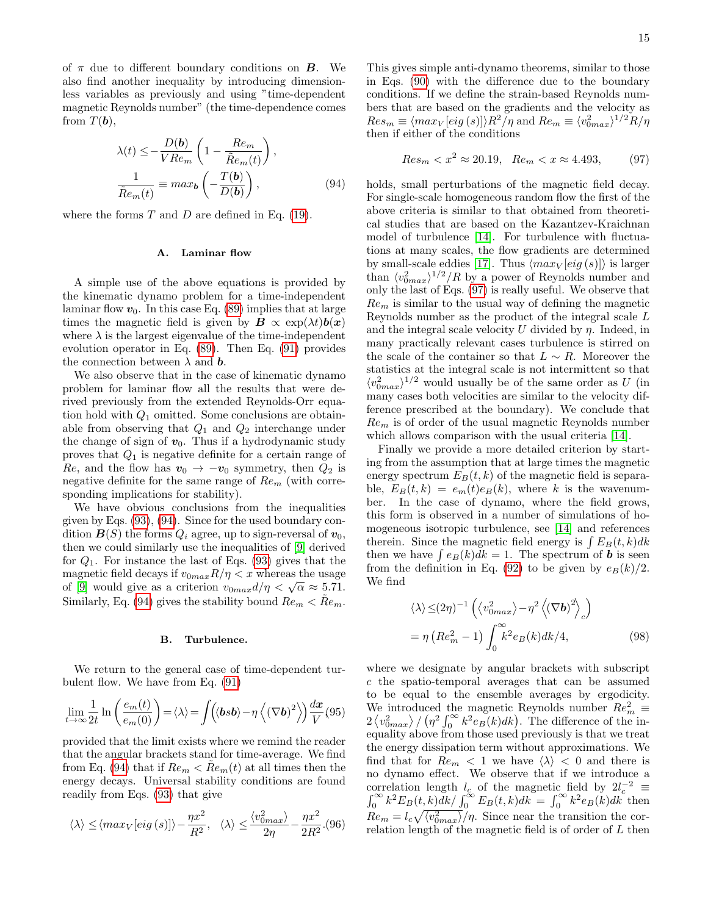of $\pi$ due to different boundary conditions on $\boldsymbol{B}$. We also find another inequality by introducing dimensionless variables as previously and using "time-dependent magnetic Reynolds number" (the time-dependence comes from $T(\boldsymbol{b})$,

$$\lambda(t) \leq -\frac{D(\boldsymbol{b})}{V Re_m}\left(1-\frac{Re_m}{\tilde{R}e_m(t)}\right),$$
$$\frac{1}{\tilde{R}e_m(t)} \equiv max_{\boldsymbol{b}}\left(-\frac{T(\boldsymbol{b})}{D(\boldsymbol{b})}\right), \tag{94}$$

where the forms $T$ and $D$ are defined in Eq. (19).

### A. Laminar flow

A simple use of the above equations is provided by the kinematic dynamo problem for a time-independent laminar flow $\boldsymbol{v}_0$. In this case Eq. (89) implies that at large times the magnetic field is given by $\boldsymbol{B} \propto \exp(\lambda t)\boldsymbol{b}(\boldsymbol{x})$ where $\lambda$ is the largest eigenvalue of the time-independent evolution operator in Eq. (89). Then Eq. (91) provides the connection between $\lambda$ and $\boldsymbol{b}$.

We also observe that in the case of kinematic dynamo problem for laminar flow all the results that were derived previously from the extended Reynolds-Orr equation hold with $Q_1$ omitted. Some conclusions are obtainable from observing that $Q_1$ and $Q_2$ interchange under the change of sign of $\boldsymbol{v}_0$. Thus if a hydrodynamic study proves that $Q_1$ is negative definite for a certain range of $Re$, and the flow has $\boldsymbol{v}_0 \to -\boldsymbol{v}_0$ symmetry, then $Q_2$ is negative definite for the same range of $Re_m$ (with corresponding implications for stability).

We have obvious conclusions from the inequalities given by Eqs. (93), (94). Since for the used boundary condition $\boldsymbol{B}(S)$ the forms $Q_i$ agree, up to sign-reversal of $\boldsymbol{v}_0$, then we could similarly use the inequalities of [9] derived for $Q_1$. For instance the last of Eqs. (93) gives that the magnetic field decays if $v_{0max}R/\eta < x$ whereas the usage of [9] would give as a criterion $v_{0max}d/\eta < \sqrt{\alpha} \approx 5.71$. Similarly, Eq. (94) gives the stability bound $Re_m < \tilde{R}e_m$.

### B. Turbulence.

We return to the general case of time-dependent turbulent flow. We have from Eq. (91)

$$\lim_{t\to\infty}\frac{1}{2t}\ln\left(\frac{e_m(t)}{e_m(0)}\right) = \langle\lambda\rangle = \int\left(\langle \boldsymbol{b}s\boldsymbol{b}\rangle - \eta\left\langle(\nabla\boldsymbol{b})^2\right\rangle\right)\frac{d\boldsymbol{x}}{V} \tag{95}$$

provided that the limit exists where we remind the reader that the angular brackets stand for time-average. We find from Eq. (94) that if $Re_m < \tilde{R}e_m(t)$ at all times then the energy decays. Universal stability conditions are found readily from Eqs. (93) that give

$$\langle\lambda\rangle \leq \langle max_V[eig\,(s)]\rangle - \frac{\eta x^2}{R^2}, \quad \langle\lambda\rangle \leq \frac{\langle v_{0max}^2\rangle}{2\eta} - \frac{\eta x^2}{2R^2}. \tag{96}$$

This gives simple anti-dynamo theorems, similar to those in Eqs. (90) with the difference due to the boundary conditions. If we define the strain-based Reynolds numbers that are based on the gradients and the velocity as $Res_m \equiv \langle max_V[eig\,(s)]\rangle R^2/\eta$ and $Re_m \equiv \langle v_{0max}^2\rangle^{1/2}R/\eta$ then if either of the conditions

$$Res_m < x^2 \approx 20.19, \quad Re_m < x \approx 4.493, \tag{97}$$

holds, small perturbations of the magnetic field decay. For single-scale homogeneous random flow the first of the above criteria is similar to that obtained from theoretical studies that are based on the Kazantzev-Kraichnan model of turbulence [14]. For turbulence with fluctuations at many scales, the flow gradients are determined by small-scale eddies [17]. Thus $\langle max_V[eig\,(s)]\rangle$ is larger than $\langle v_{0max}^2\rangle^{1/2}/R$ by a power of Reynolds number and only the last of Eqs. (97) is really useful. We observe that $Re_m$ is similar to the usual way of defining the magnetic Reynolds number as the product of the integral scale $L$ and the integral scale velocity $U$ divided by $\eta$. Indeed, in many practically relevant cases turbulence is stirred on the scale of the container so that $L \sim R$. Moreover the statistics at the integral scale is not intermittent so that $\langle v_{0max}^2\rangle^{1/2}$ would usually be of the same order as $U$ (in many cases both velocities are similar to the velocity difference prescribed at the boundary). We conclude that $Re_m$ is of order of the usual magnetic Reynolds number which allows comparison with the usual criteria [14].

Finally we provide a more detailed criterion by starting from the assumption that at large times the magnetic energy spectrum $E_B(t,k)$ of the magnetic field is separable, $E_B(t,k) = e_m(t)e_B(k)$, where $k$ is the wavenumber. In the case of dynamo, where the field grows, this form is observed in a number of simulations of homogeneous isotropic turbulence, see [14] and references therein. Since the magnetic field energy is $\int E_B(t,k)dk$ then we have $\int e_B(k)dk = 1$. The spectrum of $\boldsymbol{b}$ is seen from the definition in Eq. (92) to be given by $e_B(k)/2$. We find

$$\langle\lambda\rangle \leq (2\eta)^{-1}\left(\langle v_{0max}^2\rangle - \eta^2\left\langle(\nabla\boldsymbol{b})^2\right\rangle_c\right)$$
$$= \eta\left(Re_m^2 - 1\right)\int_0^\infty k^2 e_B(k)dk/4, \tag{98}$$

where we designate by angular brackets with subscript $c$ the spatio-temporal averages that can be assumed to be equal to the ensemble averages by ergodicity. We introduced the magnetic Reynolds number $Re_m^2 \equiv 2\langle v_{0max}^2\rangle / \left(\eta^2\int_0^\infty k^2 e_B(k)dk\right)$. The difference of the inequality above from those used previously is that we treat the energy dissipation term without approximations. We find that for $Re_m < 1$ we have $\langle\lambda\rangle < 0$ and there is no dynamo effect. We observe that if we introduce a correlation length $l_c$ of the magnetic field by $2l_c^{-2} \equiv \int_0^\infty k^2 E_B(t,k)dk / \int_0^\infty E_B(t,k)dk = \int_0^\infty k^2 e_B(k)dk$ then $Re_m = l_c\sqrt{\langle v_{0max}^2\rangle}/\eta$. Since near the transition the correlation length of the magnetic field is of order of $L$ then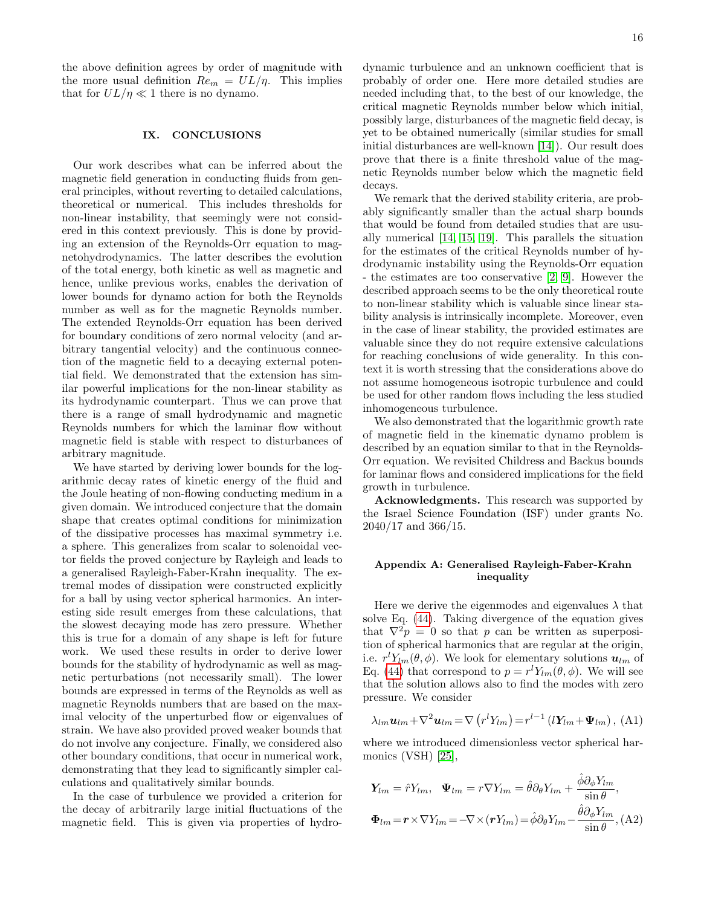the above definition agrees by order of magnitude with the more usual definition $Re_m = UL/\eta$. This implies that for $UL/\eta \ll 1$ there is no dynamo.

## IX. CONCLUSIONS

Our work describes what can be inferred about the magnetic field generation in conducting fluids from general principles, without reverting to detailed calculations, theoretical or numerical. This includes thresholds for non-linear instability, that seemingly were not considered in this context previously. This is done by providing an extension of the Reynolds-Orr equation to magnetohydrodynamics. The latter describes the evolution of the total energy, both kinetic as well as magnetic and hence, unlike previous works, enables the derivation of lower bounds for dynamo action for both the Reynolds number as well as for the magnetic Reynolds number. The extended Reynolds-Orr equation has been derived for boundary conditions of zero normal velocity (and arbitrary tangential velocity) and the continuous connection of the magnetic field to a decaying external potential field. We demonstrated that the extension has similar powerful implications for the non-linear stability as its hydrodynamic counterpart. Thus we can prove that there is a range of small hydrodynamic and magnetic Reynolds numbers for which the laminar flow without magnetic field is stable with respect to disturbances of arbitrary magnitude.

We have started by deriving lower bounds for the logarithmic decay rates of kinetic energy of the fluid and the Joule heating of non-flowing conducting medium in a given domain. We introduced conjecture that the domain shape that creates optimal conditions for minimization of the dissipative processes has maximal symmetry i.e. a sphere. This generalizes from scalar to solenoidal vector fields the proved conjecture by Rayleigh and leads to a generalised Rayleigh-Faber-Krahn inequality. The extremal modes of dissipation were constructed explicitly for a ball by using vector spherical harmonics. An interesting side result emerges from these calculations, that the slowest decaying mode has zero pressure. Whether this is true for a domain of any shape is left for future work. We used these results in order to derive lower bounds for the stability of hydrodynamic as well as magnetic perturbations (not necessarily small). The lower bounds are expressed in terms of the Reynolds as well as magnetic Reynolds numbers that are based on the maximal velocity of the unperturbed flow or eigenvalues of strain. We have also provided proved weaker bounds that do not involve any conjecture. Finally, we considered also other boundary conditions, that occur in numerical work, demonstrating that they lead to significantly simpler calculations and qualitatively similar bounds.

In the case of turbulence we provided a criterion for the decay of arbitrarily large initial fluctuations of the magnetic field. This is given via properties of hydrodynamic turbulence and an unknown coefficient that is probably of order one. Here more detailed studies are needed including that, to the best of our knowledge, the critical magnetic Reynolds number below which initial, possibly large, disturbances of the magnetic field decay, is yet to be obtained numerically (similar studies for small initial disturbances are well-known [14]). Our result does prove that there is a finite threshold value of the magnetic Reynolds number below which the magnetic field decays.

We remark that the derived stability criteria, are probably significantly smaller than the actual sharp bounds that would be found from detailed studies that are usually numerical [14, 15, 19]. This parallels the situation for the estimates of the critical Reynolds number of hydrodynamic instability using the Reynolds-Orr equation - the estimates are too conservative [2, 9]. However the described approach seems to be the only theoretical route to non-linear stability which is valuable since linear stability analysis is intrinsically incomplete. Moreover, even in the case of linear stability, the provided estimates are valuable since they do not require extensive calculations for reaching conclusions of wide generality. In this context it is worth stressing that the considerations above do not assume homogeneous isotropic turbulence and could be used for other random flows including the less studied inhomogeneous turbulence.

We also demonstrated that the logarithmic growth rate of magnetic field in the kinematic dynamo problem is described by an equation similar to that in the Reynolds-Orr equation. We revisited Childress and Backus bounds for laminar flows and considered implications for the field growth in turbulence.

**Acknowledgments.** This research was supported by the Israel Science Foundation (ISF) under grants No. 2040/17 and 366/15.

### Appendix A: Generalised Rayleigh-Faber-Krahn inequality

Here we derive the eigenmodes and eigenvalues $\lambda$ that solve Eq. (44). Taking divergence of the equation gives that $\nabla^2 p = 0$ so that $p$ can be written as superposition of spherical harmonics that are regular at the origin, i.e. $r^l Y_{lm}(\theta, \phi)$. We look for elementary solutions $\boldsymbol{u}_{lm}$ of Eq. (44) that correspond to $p = r^l Y_{lm}(\theta, \phi)$. We will see that the solution allows also to find the modes with zero pressure. We consider

$$\lambda_{lm}\boldsymbol{u}_{lm} + \nabla^2 \boldsymbol{u}_{lm} = \nabla\left(r^l Y_{lm}\right) = r^{l-1}\left(l\boldsymbol{Y}_{lm} + \boldsymbol{\Psi}_{lm}\right), \quad \text{(A1)}$$

where we introduced dimensionless vector spherical harmonics (VSH) [25],

$$\boldsymbol{Y}_{lm} = \hat{r} Y_{lm}, \quad \boldsymbol{\Psi}_{lm} = r\nabla Y_{lm} = \hat{\theta}\partial_\theta Y_{lm} + \frac{\hat{\phi}\partial_\phi Y_{lm}}{\sin\theta},$$
$$\boldsymbol{\Phi}_{lm} = \boldsymbol{r}\times\nabla Y_{lm} = -\nabla\times(\boldsymbol{r}Y_{lm}) = \hat{\phi}\partial_\theta Y_{lm} - \frac{\hat{\theta}\partial_\phi Y_{lm}}{\sin\theta}, \quad \text{(A2)}$$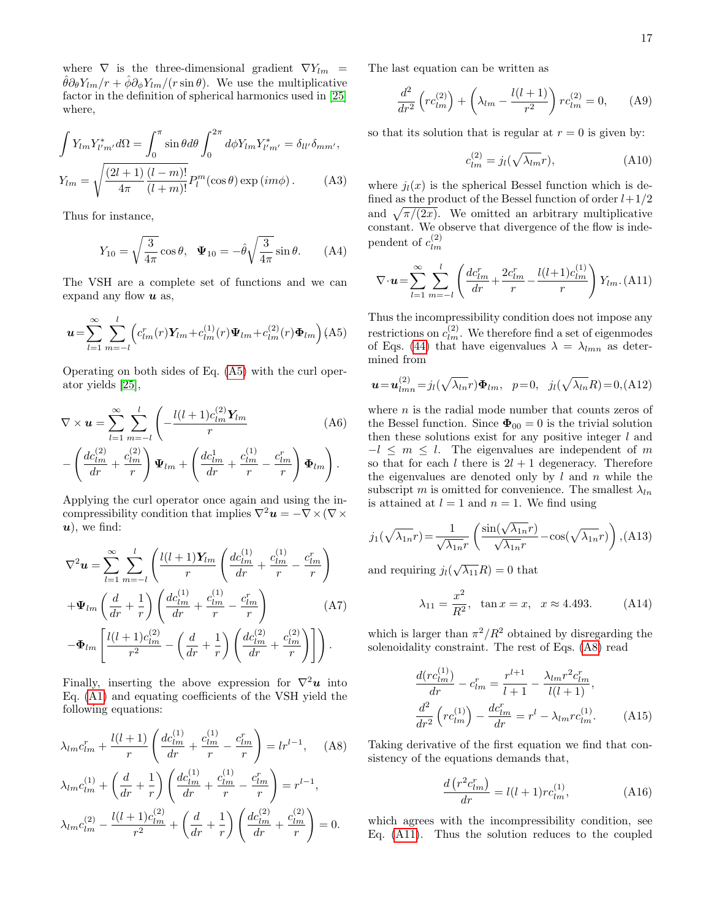where $\nabla$ is the three-dimensional gradient $\nabla Y_{lm} = \hat{\theta}\partial_\theta Y_{lm}/r + \hat{\phi}\partial_\phi Y_{lm}/(r\sin\theta)$. We use the multiplicative factor in the definition of spherical harmonics used in [25] where,

$$\int Y_{lm} Y^*_{l'm'} d\Omega = \int_0^\pi \sin\theta d\theta \int_0^{2\pi} d\phi Y_{lm} Y^*_{l'm'} = \delta_{ll'}\delta_{mm'},$$

$$Y_{lm} = \sqrt{\frac{(2l+1)}{4\pi}\frac{(l-m)!}{(l+m)!}} P_l^m(\cos\theta)\exp(im\phi). \quad \text{(A3)}$$

Thus for instance,

$$Y_{10} = \sqrt{\frac{3}{4\pi}}\cos\theta, \quad \boldsymbol{\Psi}_{10} = -\hat{\theta}\sqrt{\frac{3}{4\pi}}\sin\theta. \quad \text{(A4)}$$

The VSH are a complete set of functions and we can expand any flow $\boldsymbol{u}$ as,

$$\boldsymbol{u} = \sum_{l=1}^{\infty}\sum_{m=-l}^{l}\left(c^r_{lm}(r)\boldsymbol{Y}_{lm} + c^{(1)}_{lm}(r)\boldsymbol{\Psi}_{lm} + c^{(2)}_{lm}(r)\boldsymbol{\Phi}_{lm}\right) \text{(A5)}$$

Operating on both sides of Eq. (A5) with the curl operator yields [25],

$$\nabla\times\boldsymbol{u} = \sum_{l=1}^{\infty}\sum_{m=-l}^{l}\left(-\frac{l(l+1)c^{(2)}_{lm}\boldsymbol{Y}_{lm}}{r}\right. \quad \text{(A6)}$$
$$\left. -\left(\frac{dc^{(2)}_{lm}}{dr} + \frac{c^{(2)}_{lm}}{r}\right)\boldsymbol{\Psi}_{lm} + \left(\frac{dc^1_{lm}}{dr} + \frac{c^{(1)}_{lm}}{r} - \frac{c^r_{lm}}{r}\right)\boldsymbol{\Phi}_{lm}\right).$$

Applying the curl operator once again and using the incompressibility condition that implies $\nabla^2\boldsymbol{u} = -\nabla\times(\nabla\times\boldsymbol{u})$, we find:

$$\nabla^2\boldsymbol{u} = \sum_{l=1}^{\infty}\sum_{m=-l}^{l}\left(\frac{l(l+1)\boldsymbol{Y}_{lm}}{r}\left(\frac{dc^{(1)}_{lm}}{dr} + \frac{c^{(1)}_{lm}}{r} - \frac{c^r_{lm}}{r}\right)\right.$$
$$+\boldsymbol{\Psi}_{lm}\left(\frac{d}{dr}+\frac{1}{r}\right)\left(\frac{dc^{(1)}_{lm}}{dr} + \frac{c^{(1)}_{lm}}{r} - \frac{c^r_{lm}}{r}\right) \quad \text{(A7)}$$
$$\left.-\boldsymbol{\Phi}_{lm}\left[\frac{l(l+1)c^{(2)}_{lm}}{r^2} - \left(\frac{d}{dr}+\frac{1}{r}\right)\left(\frac{dc^{(2)}_{lm}}{dr} + \frac{c^{(2)}_{lm}}{r}\right)\right]\right).$$

Finally, inserting the above expression for $\nabla^2\boldsymbol{u}$ into Eq. (A1) and equating coefficients of the VSH yield the following equations:

$$\lambda_{lm}c^r_{lm} + \frac{l(l+1)}{r}\left(\frac{dc^{(1)}_{lm}}{dr} + \frac{c^{(1)}_{lm}}{r} - \frac{c^r_{lm}}{r}\right) = lr^{l-1}, \quad \text{(A8)}$$
$$\lambda_{lm}c^{(1)}_{lm} + \left(\frac{d}{dr}+\frac{1}{r}\right)\left(\frac{dc^{(1)}_{lm}}{dr} + \frac{c^{(1)}_{lm}}{r} - \frac{c^r_{lm}}{r}\right) = r^{l-1},$$
$$\lambda_{lm}c^{(2)}_{lm} - \frac{l(l+1)c^{(2)}_{lm}}{r^2} + \left(\frac{d}{dr}+\frac{1}{r}\right)\left(\frac{dc^{(2)}_{lm}}{dr} + \frac{c^{(2)}_{lm}}{r}\right) = 0.$$

The last equation can be written as

$$\frac{d^2}{dr^2}\left(rc^{(2)}_{lm}\right) + \left(\lambda_{lm} - \frac{l(l+1)}{r^2}\right)rc^{(2)}_{lm} = 0, \quad \text{(A9)}$$

so that its solution that is regular at $r=0$ is given by:

$$c^{(2)}_{lm} = j_l(\sqrt{\lambda_{lm}}r), \quad \text{(A10)}$$

where $j_l(x)$ is the spherical Bessel function which is defined as the product of the Bessel function of order $l+1/2$ and $\sqrt{\pi/(2x)}$. We omitted an arbitrary multiplicative constant. We observe that divergence of the flow is independent of $c^{(2)}_{lm}$

$$\nabla\cdot\boldsymbol{u} = \sum_{l=1}^{\infty}\sum_{m=-l}^{l}\left(\frac{dc^r_{lm}}{dr} + \frac{2c^r_{lm}}{r} - \frac{l(l+1)c^{(1)}_{lm}}{r}\right)Y_{lm}. \text{(A11)}$$

Thus the incompressibility condition does not impose any restrictions on $c^{(2)}_{lm}$. We therefore find a set of eigenmodes of Eqs. (44) that have eigenvalues $\lambda = \lambda_{lmn}$ as determined from

$$\boldsymbol{u} = \boldsymbol{u}^{(2)}_{lmn} = j_l(\sqrt{\lambda_{ln}}r)\boldsymbol{\Phi}_{lm}, \quad p=0, \quad j_l(\sqrt{\lambda_{ln}}R) = 0, \text{(A12)}$$

where $n$ is the radial mode number that counts zeros of the Bessel function. Since $\boldsymbol{\Phi}_{00} = 0$ is the trivial solution then these solutions exist for any positive integer $l$ and $-l \le m \le l$. The eigenvalues are independent of $m$ so that for each $l$ there is $2l+1$ degeneracy. Therefore the eigenvalues are denoted only by $l$ and $n$ while the subscript $m$ is omitted for convenience. The smallest $\lambda_{ln}$ is attained at $l=1$ and $n=1$. We find using

$$j_1(\sqrt{\lambda_{1n}}r) = \frac{1}{\sqrt{\lambda_{1n}}r}\left(\frac{\sin(\sqrt{\lambda_{1n}}r)}{\sqrt{\lambda_{1n}}r} - \cos(\sqrt{\lambda_{1n}}r)\right), \text{(A13)}$$

and requiring $j_l(\sqrt{\lambda_{11}}R) = 0$ that

$$\lambda_{11} = \frac{x^2}{R^2}, \quad \tan x = x, \quad x \approx 4.493. \quad \text{(A14)}$$

which is larger than $\pi^2/R^2$ obtained by disregarding the solenoidality constraint. The rest of Eqs. (A8) read

$$\frac{d(rc^{(1)}_{lm})}{dr} - c^r_{lm} = \frac{r^{l+1}}{l+1} - \frac{\lambda_{lm}r^2c^r_{lm}}{l(l+1)},$$
$$\frac{d^2}{dr^2}\left(rc^{(1)}_{lm}\right) - \frac{dc^r_{lm}}{dr} = r^l - \lambda_{lm}rc^{(1)}_{lm}. \quad \text{(A15)}$$

Taking derivative of the first equation we find that consistency of the equations demands that,

$$\frac{d\left(r^2c^r_{lm}\right)}{dr} = l(l+1)rc^{(1)}_{lm}, \quad \text{(A16)}$$

which agrees with the incompressibility condition, see Eq. (A11). Thus the solution reduces to the coupled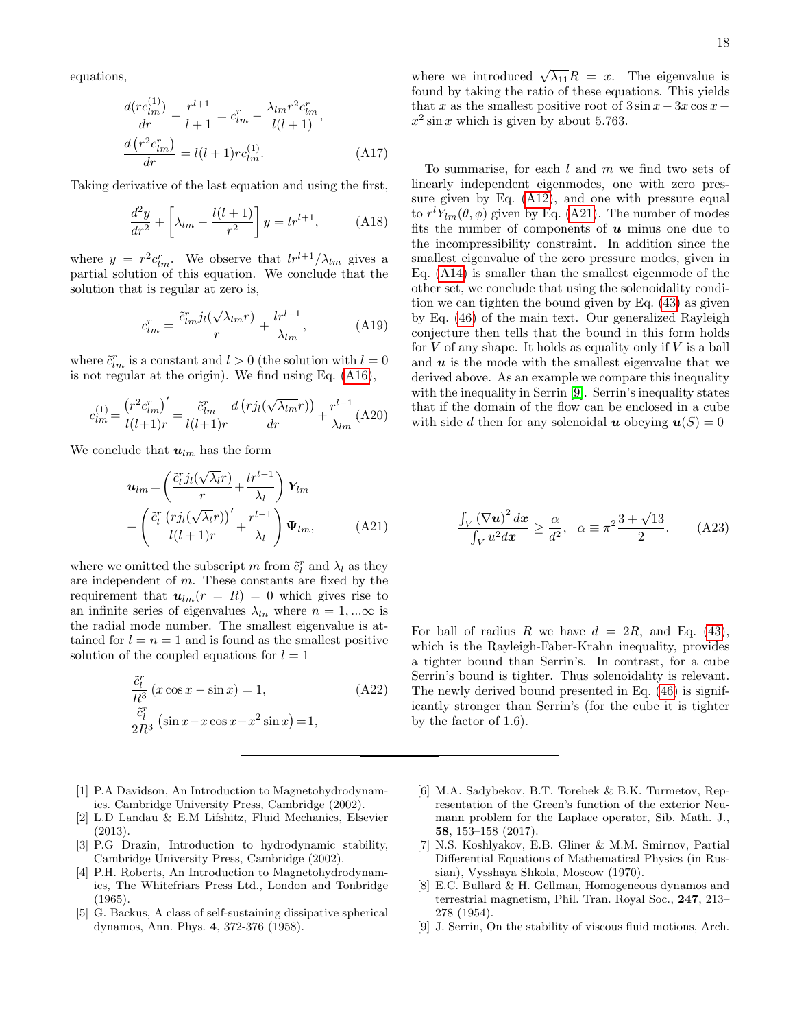equations,

$$\frac{d(rc_{lm}^{(1)})}{dr}-\frac{r^{l+1}}{l+1}=c_{lm}^r-\frac{\lambda_{lm}r^2c_{lm}^r}{l(l+1)},$$
$$\frac{d\left(r^2c_{lm}^r\right)}{dr}=l(l+1)rc_{lm}^{(1)}. \tag{A17}$$

Taking derivative of the last equation and using the first,

$$\frac{d^2y}{dr^2}+\left[\lambda_{lm}-\frac{l(l+1)}{r^2}\right]y=lr^{l+1}, \tag{A18}$$

where $y=r^2c_{lm}^r$. We observe that $lr^{l+1}/\lambda_{lm}$ gives a partial solution of this equation. We conclude that the solution that is regular at zero is,

$$c_{lm}^r=\frac{\tilde{c}_{lm}^r j_l(\sqrt{\lambda_{lm}}r)}{r}+\frac{lr^{l-1}}{\lambda_{lm}}, \tag{A19}$$

where $\tilde{c}_{lm}^r$ is a constant and $l>0$ (the solution with $l=0$ is not regular at the origin). We find using Eq. (A16),

$$c_{lm}^{(1)}=\frac{\left(r^2c_{lm}^r\right)'}{l(l+1)r}=\frac{\tilde{c}_{lm}^r}{l(l+1)r}\frac{d\left(rj_l(\sqrt{\lambda_{lm}}r)\right)}{dr}+\frac{r^{l-1}}{\lambda_{lm}} \tag{A20}$$

We conclude that $\boldsymbol{u}_{lm}$ has the form

$$\boldsymbol{u}_{lm}=\left(\frac{\tilde{c}_l^r j_l(\sqrt{\lambda_l}r)}{r}+\frac{lr^{l-1}}{\lambda_l}\right)\boldsymbol{Y}_{lm}$$
$$+\left(\frac{\tilde{c}_l^r\left(rj_l(\sqrt{\lambda_l}r)\right)'}{l(l+1)r}+\frac{r^{l-1}}{\lambda_l}\right)\boldsymbol{\Psi}_{lm}, \tag{A21}$$

where we omitted the subscript $m$ from $\tilde{c}_l^r$ and $\lambda_l$ as they are independent of $m$. These constants are fixed by the requirement that $\boldsymbol{u}_{lm}(r=R)=0$ which gives rise to an infinite series of eigenvalues $\lambda_{ln}$ where $n=1,...\infty$ is the radial mode number. The smallest eigenvalue is attained for $l=n=1$ and is found as the smallest positive solution of the coupled equations for $l=1$

$$\frac{\tilde{c}_l^r}{R^3}\left(x\cos x-\sin x\right)=1, \tag{A22}$$
$$\frac{\tilde{c}_l^r}{2R^3}\left(\sin x-x\cos x-x^2\sin x\right)=1,$$

where we introduced $\sqrt{\lambda_{11}}R=x$. The eigenvalue is found by taking the ratio of these equations. This yields that $x$ as the smallest positive root of $3\sin x-3x\cos x-x^2\sin x$ which is given by about 5.763.

To summarise, for each $l$ and $m$ we find two sets of linearly independent eigenmodes, one with zero pressure given by Eq. (A12), and one with pressure equal to $r^lY_{lm}(\theta,\phi)$ given by Eq. (A21). The number of modes fits the number of components of $\boldsymbol{u}$ minus one due to the incompressibility constraint. In addition since the smallest eigenvalue of the zero pressure modes, given in Eq. (A14) is smaller than the smallest eigenmode of the other set, we conclude that using the solenoidality condition we can tighten the bound given by Eq. (43) as given by Eq. (46) of the main text. Our generalized Rayleigh conjecture then tells that the bound in this form holds for $V$ of any shape. It holds as equality only if $V$ is a ball and $\boldsymbol{u}$ is the mode with the smallest eigenvalue that we derived above. As an example we compare this inequality with the inequality in Serrin [9]. Serrin's inequality states that if the domain of the flow can be enclosed in a cube with side $d$ then for any solenoidal $\boldsymbol{u}$ obeying $\boldsymbol{u}(S)=0$

$$\frac{\int_V(\nabla\boldsymbol{u})^2d\boldsymbol{x}}{\int_V u^2d\boldsymbol{x}}\geq\frac{\alpha}{d^2},\quad \alpha\equiv\pi^2\frac{3+\sqrt{13}}{2}. \tag{A23}$$

For ball of radius $R$ we have $d=2R$, and Eq. (43), which is the Rayleigh-Faber-Krahn inequality, provides a tighter bound than Serrin's. In contrast, for a cube Serrin's bound is tighter. Thus solenoidality is relevant. The newly derived bound presented in Eq. (46) is significantly stronger than Serrin's (for the cube it is tighter by the factor of 1.6).

---

[1] P.A Davidson, An Introduction to Magnetohydrodynamics. Cambridge University Press, Cambridge (2002).

[2] L.D Landau & E.M Lifshitz, Fluid Mechanics, Elsevier (2013).

[3] P.G Drazin, Introduction to hydrodynamic stability, Cambridge University Press, Cambridge (2002).

[4] P.H. Roberts, An Introduction to Magnetohydrodynamics, The Whitefriars Press Ltd., London and Tonbridge (1965).

[5] G. Backus, A class of self-sustaining dissipative spherical dynamos, Ann. Phys. **4**, 372-376 (1958).

[6] M.A. Sadybekov, B.T. Torebek & B.K. Turmetov, Representation of the Green's function of the exterior Neumann problem for the Laplace operator, Sib. Math. J., **58**, 153–158 (2017).

[7] N.S. Koshlyakov, E.B. Gliner & M.M. Smirnov, Partial Differential Equations of Mathematical Physics (in Russian), Vysshaya Shkola, Moscow (1970).

[8] E.C. Bullard & H. Gellman, Homogeneous dynamos and terrestrial magnetism, Phil. Tran. Royal Soc., **247**, 213–278 (1954).

[9] J. Serrin, On the stability of viscous fluid motions, Arch.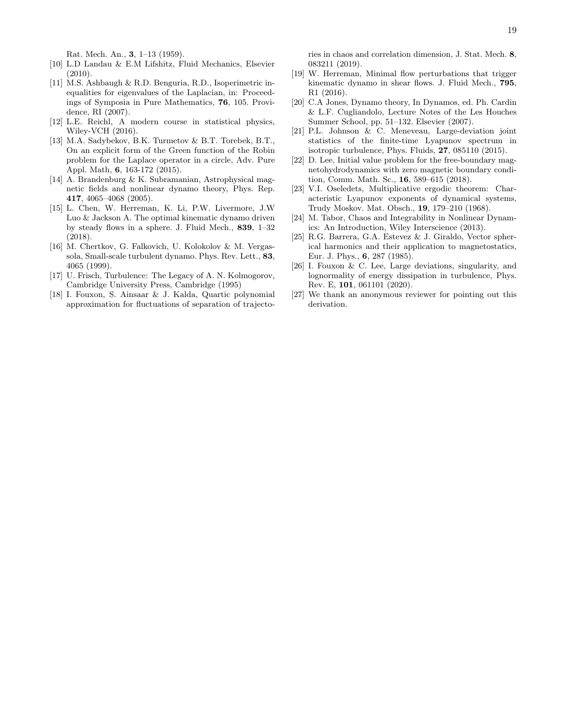Rat. Mech. An., **3**, 1–13 (1959).

[10] L.D Landau & E.M Lifshitz, Fluid Mechanics, Elsevier (2010).

[11] M.S. Ashbaugh & R.D. Benguria, R.D., Isoperimetric inequalities for eigenvalues of the Laplacian, in: Proceedings of Symposia in Pure Mathematics, **76**, 105. Providence, RI (2007).

[12] L.E. Reichl, A modern course in statistical physics, Wiley-VCH (2016).

[13] M.A. Sadybekov, B.K. Turmetov & B.T. Torebek, B.T., On an explicit form of the Green function of the Robin problem for the Laplace operator in a circle, Adv. Pure Appl. Math, **6**, 163-172 (2015).

[14] A. Brandenburg & K. Subramanian, Astrophysical magnetic fields and nonlinear dynamo theory, Phys. Rep. **417**, 4065–4068 (2005).

[15] L. Chen, W. Herreman, K. Li, P.W. Livermore, J.W Luo & Jackson A. The optimal kinematic dynamo driven by steady flows in a sphere. J. Fluid Mech., **839**, 1–32 (2018).

[16] M. Chertkov, G. Falkovich, U. Kolokolov & M. Vergassola, Small-scale turbulent dynamo. Phys. Rev. Lett., **83**, 4065 (1999).

[17] U. Frisch, Turbulence: The Legacy of A. N. Kolmogorov, Cambridge University Press, Cambridge (1995)

[18] I. Fouxon, S. Ainsaar & J. Kalda, Quartic polynomial approximation for fluctuations of separation of trajectories in chaos and correlation dimension, J. Stat. Mech. **8**, 083211 (2019).

[19] W. Herreman, Minimal flow perturbations that trigger kinematic dynamo in shear flows. J. Fluid Mech., **795**, R1 (2016).

[20] C.A Jones, Dynamo theory, In Dynamos, ed. Ph. Cardin & L.F. Cugliandolo, Lecture Notes of the Les Houches Summer School, pp. 51–132. Elsevier (2007).

[21] P.L. Johnson & C. Meneveau, Large-deviation joint statistics of the finite-time Lyapunov spectrum in isotropic turbulence, Phys. Fluids, **27**, 085110 (2015).

[22] D. Lee, Initial value problem for the free-boundary magnetohydrodynamics with zero magnetic boundary condition, Comm. Math. Sc., **16**, 589–615 (2018).

[23] V.I. Oseledets, Multiplicative ergodic theorem: Characteristic Lyapunov exponents of dynamical systems, Trudy Moskov. Mat. Obsch., **19**, 179–210 (1968).

[24] M. Tabor, Chaos and Integrability in Nonlinear Dynamics: An Introduction, Wiley Interscience (2013).

[25] R.G. Barrera, G.A. Estevez & J. Giraldo, Vector spherical harmonics and their application to magnetostatics, Eur. J. Phys., **6**, 287 (1985).

[26] I. Fouxon & C. Lee, Large deviations, singularity, and lognormality of energy dissipation in turbulence, Phys. Rev. E, **101**, 061101 (2020).

[27] We thank an anonymous reviewer for pointing out this derivation.